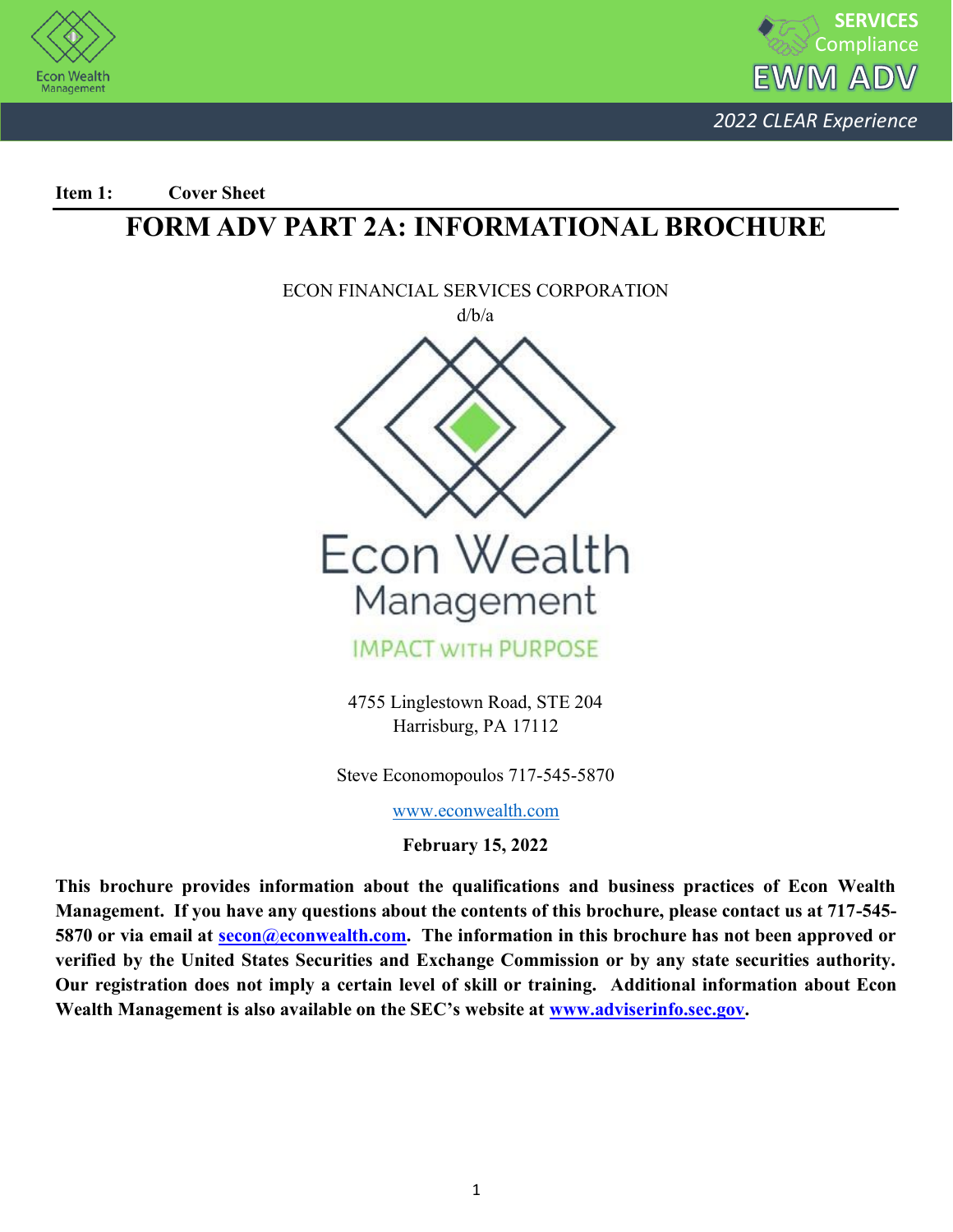**Item 1: Cover Sheet**

# FORM ADV PART 2A: INFORMATIONAL BROCHURE

ECON FINANCIAL SERVICES CORPORATION

d/b/a

Econ Wealth Management

IMPACT WITH PURPOSE

4755 Linglestown Road, STE 204
Harrisburg, PA 17112

Steve Economopoulos 717-545-5870

www.econwealth.com

**February 15, 2022**

**This brochure provides information about the qualifications and business practices of Econ Wealth Management. If you have any questions about the contents of this brochure, please contact us at 717-545-5870 or via email at secon@econwealth.com. The information in this brochure has not been approved or verified by the United States Securities and Exchange Commission or by any state securities authority. Our registration does not imply a certain level of skill or training. Additional information about Econ Wealth Management is also available on the SEC's website at www.adviserinfo.sec.gov.**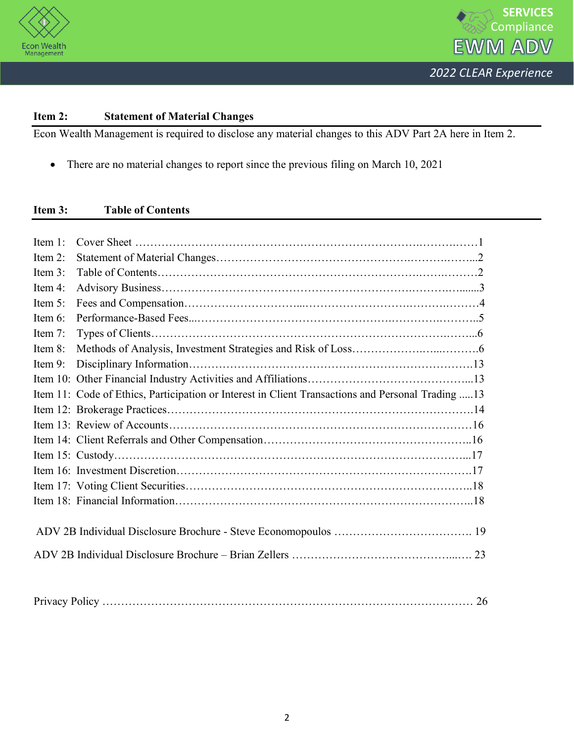## Item 2: Statement of Material Changes

Econ Wealth Management is required to disclose any material changes to this ADV Part 2A here in Item 2.

- There are no material changes to report since the previous filing on March 10, 2021

## Item 3: Table of Contents

| Item | Title | Page |
|---|---|---|
| Item 1: | Cover Sheet | 1 |
| Item 2: | Statement of Material Changes | 2 |
| Item 3: | Table of Contents | 2 |
| Item 4: | Advisory Business | 3 |
| Item 5: | Fees and Compensation | 4 |
| Item 6: | Performance-Based Fees | 5 |
| Item 7: | Types of Clients | 6 |
| Item 8: | Methods of Analysis, Investment Strategies and Risk of Loss | 6 |
| Item 9: | Disciplinary Information | 13 |
| Item 10: | Other Financial Industry Activities and Affiliations | 13 |
| Item 11: | Code of Ethics, Participation or Interest in Client Transactions and Personal Trading | 13 |
| Item 12: | Brokerage Practices | 14 |
| Item 13: | Review of Accounts | 16 |
| Item 14: | Client Referrals and Other Compensation | 16 |
| Item 15: | Custody | 17 |
| Item 16: | Investment Discretion | 17 |
| Item 17: | Voting Client Securities | 18 |
| Item 18: | Financial Information | 18 |
| | ADV 2B Individual Disclosure Brochure - Steve Economopoulos | 19 |
| | ADV 2B Individual Disclosure Brochure – Brian Zellers | 23 |
| | Privacy Policy | 26 |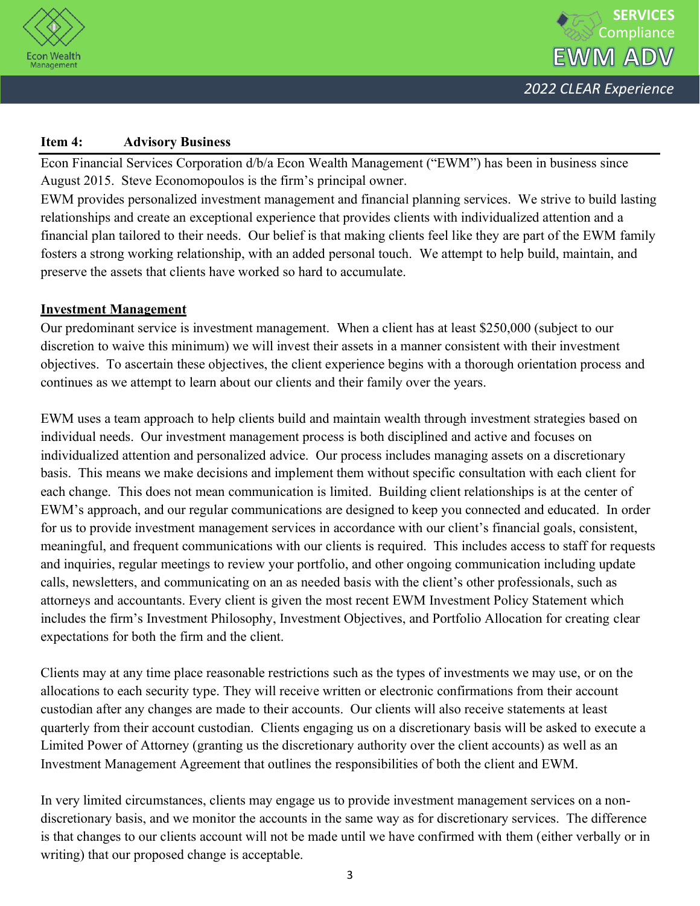## Item 4: Advisory Business

Econ Financial Services Corporation d/b/a Econ Wealth Management ("EWM") has been in business since August 2015. Steve Economopoulos is the firm's principal owner.

EWM provides personalized investment management and financial planning services. We strive to build lasting relationships and create an exceptional experience that provides clients with individualized attention and a financial plan tailored to their needs. Our belief is that making clients feel like they are part of the EWM family fosters a strong working relationship, with an added personal touch. We attempt to help build, maintain, and preserve the assets that clients have worked so hard to accumulate.

**Investment Management**

Our predominant service is investment management. When a client has at least $250,000 (subject to our discretion to waive this minimum) we will invest their assets in a manner consistent with their investment objectives. To ascertain these objectives, the client experience begins with a thorough orientation process and continues as we attempt to learn about our clients and their family over the years.

EWM uses a team approach to help clients build and maintain wealth through investment strategies based on individual needs. Our investment management process is both disciplined and active and focuses on individualized attention and personalized advice. Our process includes managing assets on a discretionary basis. This means we make decisions and implement them without specific consultation with each client for each change. This does not mean communication is limited. Building client relationships is at the center of EWM's approach, and our regular communications are designed to keep you connected and educated. In order for us to provide investment management services in accordance with our client's financial goals, consistent, meaningful, and frequent communications with our clients is required. This includes access to staff for requests and inquiries, regular meetings to review your portfolio, and other ongoing communication including update calls, newsletters, and communicating on an as needed basis with the client's other professionals, such as attorneys and accountants. Every client is given the most recent EWM Investment Policy Statement which includes the firm's Investment Philosophy, Investment Objectives, and Portfolio Allocation for creating clear expectations for both the firm and the client.

Clients may at any time place reasonable restrictions such as the types of investments we may use, or on the allocations to each security type. They will receive written or electronic confirmations from their account custodian after any changes are made to their accounts. Our clients will also receive statements at least quarterly from their account custodian. Clients engaging us on a discretionary basis will be asked to execute a Limited Power of Attorney (granting us the discretionary authority over the client accounts) as well as an Investment Management Agreement that outlines the responsibilities of both the client and EWM.

In very limited circumstances, clients may engage us to provide investment management services on a non-discretionary basis, and we monitor the accounts in the same way as for discretionary services. The difference is that changes to our clients account will not be made until we have confirmed with them (either verbally or in writing) that our proposed change is acceptable.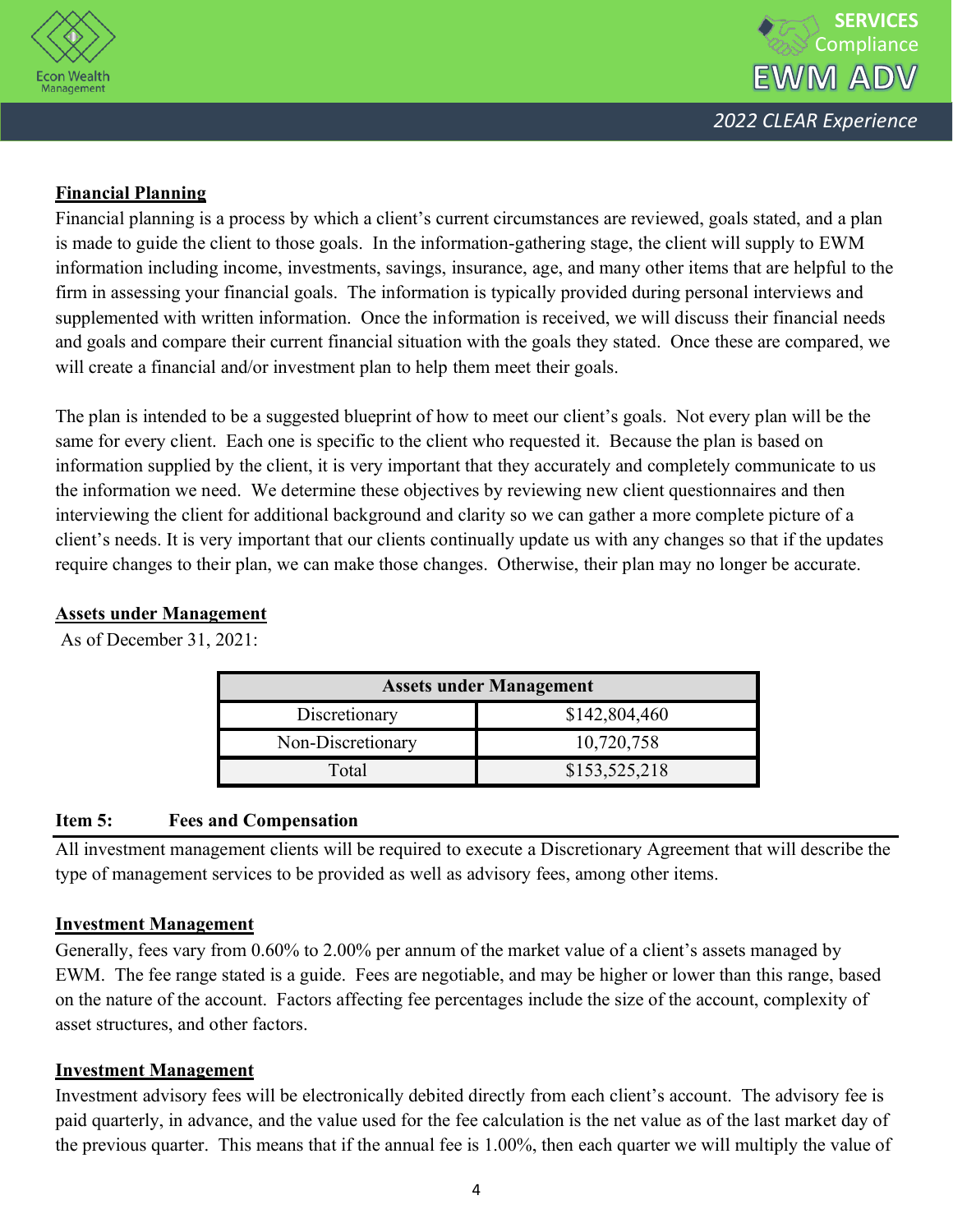**Financial Planning**

Financial planning is a process by which a client's current circumstances are reviewed, goals stated, and a plan is made to guide the client to those goals. In the information-gathering stage, the client will supply to EWM information including income, investments, savings, insurance, age, and many other items that are helpful to the firm in assessing your financial goals. The information is typically provided during personal interviews and supplemented with written information. Once the information is received, we will discuss their financial needs and goals and compare their current financial situation with the goals they stated. Once these are compared, we will create a financial and/or investment plan to help them meet their goals.

The plan is intended to be a suggested blueprint of how to meet our client's goals. Not every plan will be the same for every client. Each one is specific to the client who requested it. Because the plan is based on information supplied by the client, it is very important that they accurately and completely communicate to us the information we need. We determine these objectives by reviewing new client questionnaires and then interviewing the client for additional background and clarity so we can gather a more complete picture of a client's needs. It is very important that our clients continually update us with any changes so that if the updates require changes to their plan, we can make those changes. Otherwise, their plan may no longer be accurate.

**Assets under Management**

As of December 31, 2021:

| Assets under Management | |
|---|---|
| Discretionary | $142,804,460 |
| Non-Discretionary | 10,720,758 |
| Total | $153,525,218 |

## Item 5: Fees and Compensation

All investment management clients will be required to execute a Discretionary Agreement that will describe the type of management services to be provided as well as advisory fees, among other items.

**Investment Management**

Generally, fees vary from 0.60% to 2.00% per annum of the market value of a client's assets managed by EWM. The fee range stated is a guide. Fees are negotiable, and may be higher or lower than this range, based on the nature of the account. Factors affecting fee percentages include the size of the account, complexity of asset structures, and other factors.

**Investment Management**

Investment advisory fees will be electronically debited directly from each client's account. The advisory fee is paid quarterly, in advance, and the value used for the fee calculation is the net value as of the last market day of the previous quarter. This means that if the annual fee is 1.00%, then each quarter we will multiply the value of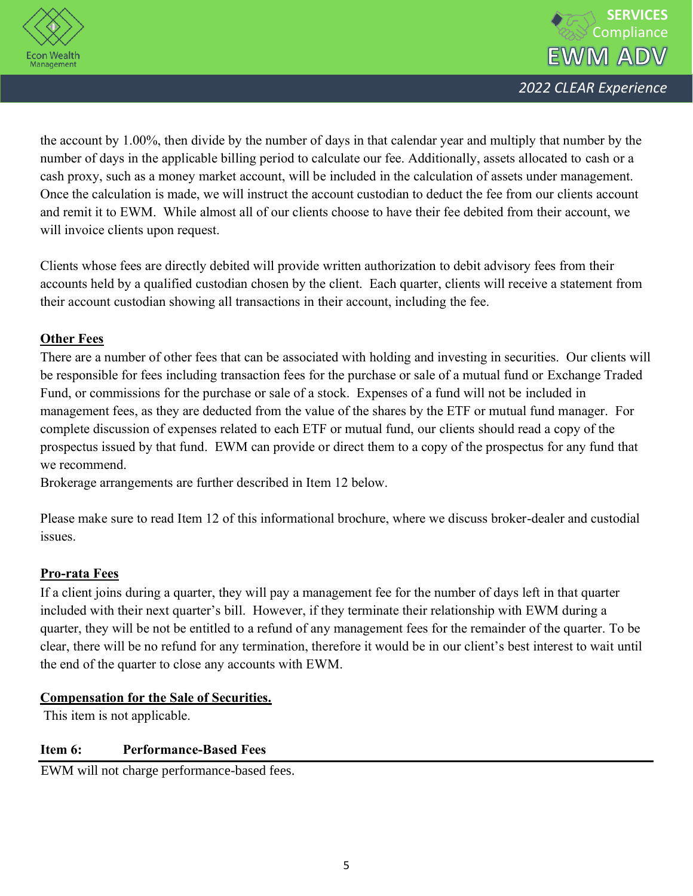the account by 1.00%, then divide by the number of days in that calendar year and multiply that number by the number of days in the applicable billing period to calculate our fee. Additionally, assets allocated to cash or a cash proxy, such as a money market account, will be included in the calculation of assets under management. Once the calculation is made, we will instruct the account custodian to deduct the fee from our clients account and remit it to EWM. While almost all of our clients choose to have their fee debited from their account, we will invoice clients upon request.

Clients whose fees are directly debited will provide written authorization to debit advisory fees from their accounts held by a qualified custodian chosen by the client. Each quarter, clients will receive a statement from their account custodian showing all transactions in their account, including the fee.

**Other Fees**

There are a number of other fees that can be associated with holding and investing in securities. Our clients will be responsible for fees including transaction fees for the purchase or sale of a mutual fund or Exchange Traded Fund, or commissions for the purchase or sale of a stock. Expenses of a fund will not be included in management fees, as they are deducted from the value of the shares by the ETF or mutual fund manager. For complete discussion of expenses related to each ETF or mutual fund, our clients should read a copy of the prospectus issued by that fund. EWM can provide or direct them to a copy of the prospectus for any fund that we recommend.
Brokerage arrangements are further described in Item 12 below.

Please make sure to read Item 12 of this informational brochure, where we discuss broker-dealer and custodial issues.

**Pro-rata Fees**

If a client joins during a quarter, they will pay a management fee for the number of days left in that quarter included with their next quarter's bill. However, if they terminate their relationship with EWM during a quarter, they will be not be entitled to a refund of any management fees for the remainder of the quarter. To be clear, there will be no refund for any termination, therefore it would be in our client's best interest to wait until the end of the quarter to close any accounts with EWM.

**Compensation for the Sale of Securities.**

This item is not applicable.

## Item 6: Performance-Based Fees

EWM will not charge performance-based fees.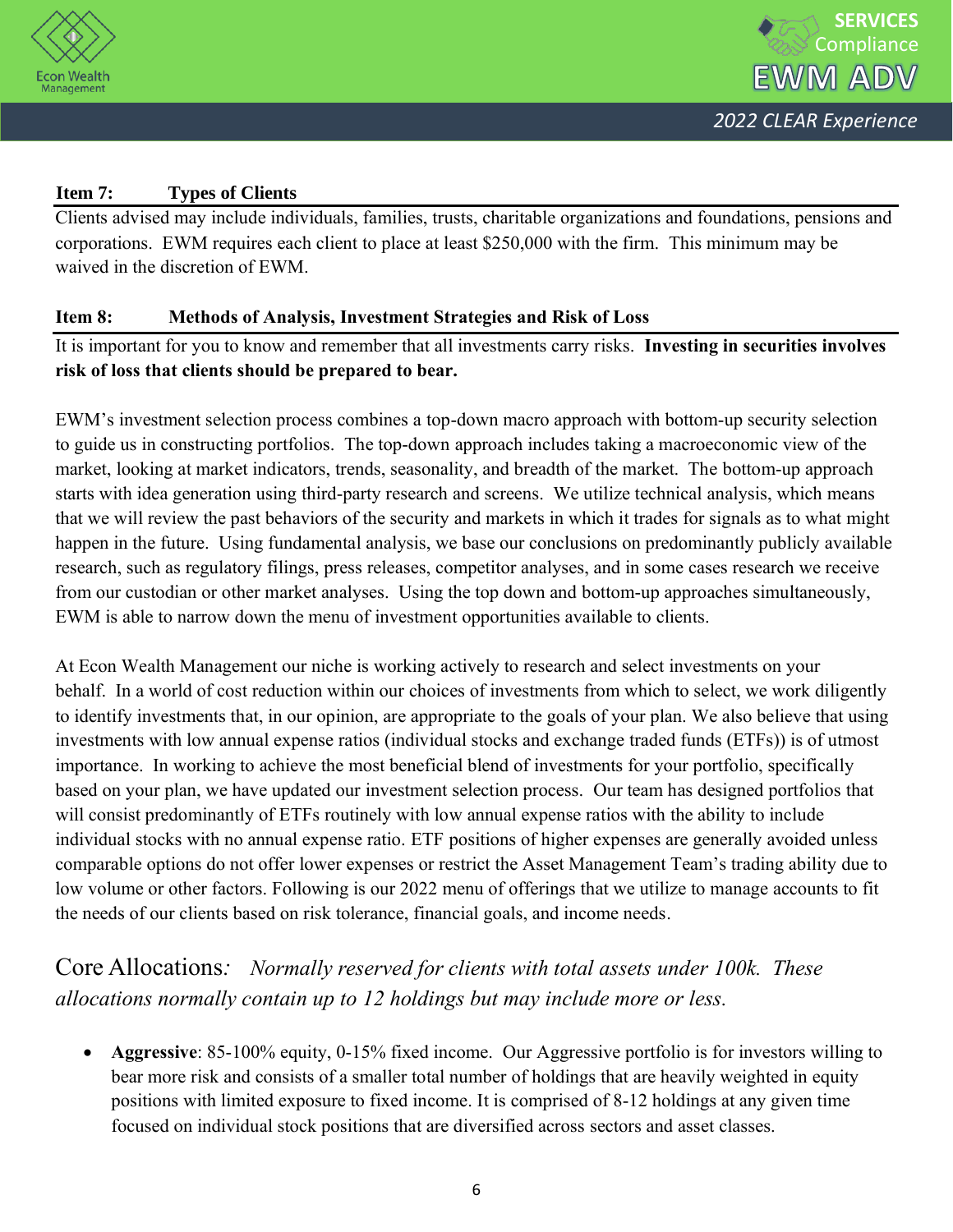## Item 7: Types of Clients

Clients advised may include individuals, families, trusts, charitable organizations and foundations, pensions and corporations. EWM requires each client to place at least $250,000 with the firm. This minimum may be waived in the discretion of EWM.

## Item 8: Methods of Analysis, Investment Strategies and Risk of Loss

It is important for you to know and remember that all investments carry risks. **Investing in securities involves risk of loss that clients should be prepared to bear.**

EWM's investment selection process combines a top-down macro approach with bottom-up security selection to guide us in constructing portfolios. The top-down approach includes taking a macroeconomic view of the market, looking at market indicators, trends, seasonality, and breadth of the market. The bottom-up approach starts with idea generation using third-party research and screens. We utilize technical analysis, which means that we will review the past behaviors of the security and markets in which it trades for signals as to what might happen in the future. Using fundamental analysis, we base our conclusions on predominantly publicly available research, such as regulatory filings, press releases, competitor analyses, and in some cases research we receive from our custodian or other market analyses. Using the top down and bottom-up approaches simultaneously, EWM is able to narrow down the menu of investment opportunities available to clients.

At Econ Wealth Management our niche is working actively to research and select investments on your behalf. In a world of cost reduction within our choices of investments from which to select, we work diligently to identify investments that, in our opinion, are appropriate to the goals of your plan. We also believe that using investments with low annual expense ratios (individual stocks and exchange traded funds (ETFs)) is of utmost importance. In working to achieve the most beneficial blend of investments for your portfolio, specifically based on your plan, we have updated our investment selection process. Our team has designed portfolios that will consist predominantly of ETFs routinely with low annual expense ratios with the ability to include individual stocks with no annual expense ratio. ETF positions of higher expenses are generally avoided unless comparable options do not offer lower expenses or restrict the Asset Management Team's trading ability due to low volume or other factors. Following is our 2022 menu of offerings that we utilize to manage accounts to fit the needs of our clients based on risk tolerance, financial goals, and income needs.

### Core Allocations: *Normally reserved for clients with total assets under 100k. These allocations normally contain up to 12 holdings but may include more or less.*

- **Aggressive**: 85-100% equity, 0-15% fixed income. Our Aggressive portfolio is for investors willing to bear more risk and consists of a smaller total number of holdings that are heavily weighted in equity positions with limited exposure to fixed income. It is comprised of 8-12 holdings at any given time focused on individual stock positions that are diversified across sectors and asset classes.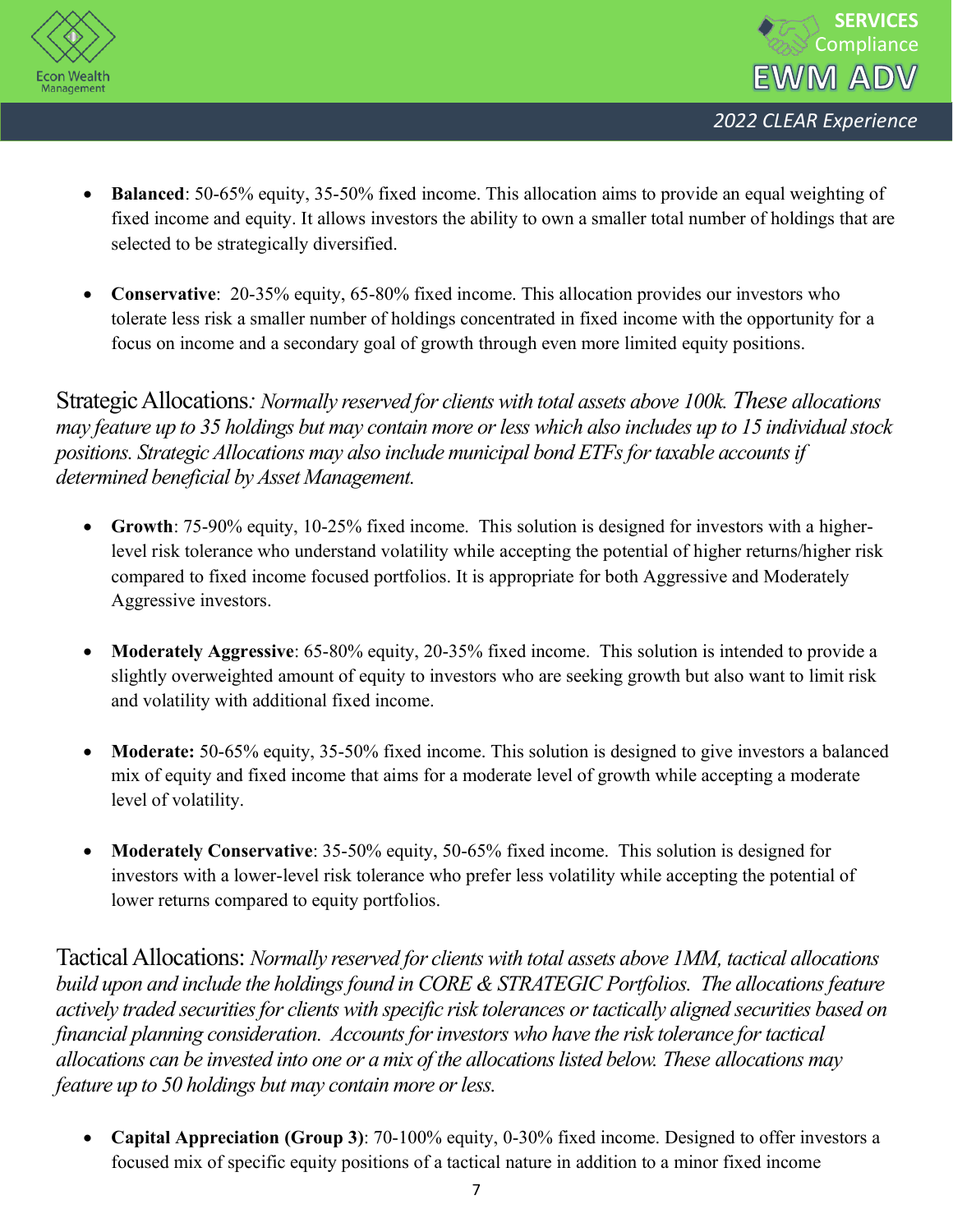- **Balanced**: 50-65% equity, 35-50% fixed income. This allocation aims to provide an equal weighting of fixed income and equity. It allows investors the ability to own a smaller total number of holdings that are selected to be strategically diversified.

- **Conservative**: 20-35% equity, 65-80% fixed income. This allocation provides our investors who tolerate less risk a smaller number of holdings concentrated in fixed income with the opportunity for a focus on income and a secondary goal of growth through even more limited equity positions.

Strategic Allocations*: Normally reserved for clients with total assets above 100k. These allocations may feature up to 35 holdings but may contain more or less which also includes up to 15 individual stock positions. Strategic Allocations may also include municipal bond ETFs for taxable accounts if determined beneficial by Asset Management.*

- **Growth**: 75-90% equity, 10-25% fixed income. This solution is designed for investors with a higher-level risk tolerance who understand volatility while accepting the potential of higher returns/higher risk compared to fixed income focused portfolios. It is appropriate for both Aggressive and Moderately Aggressive investors.

- **Moderately Aggressive**: 65-80% equity, 20-35% fixed income. This solution is intended to provide a slightly overweighted amount of equity to investors who are seeking growth but also want to limit risk and volatility with additional fixed income.

- **Moderate:** 50-65% equity, 35-50% fixed income. This solution is designed to give investors a balanced mix of equity and fixed income that aims for a moderate level of growth while accepting a moderate level of volatility.

- **Moderately Conservative**: 35-50% equity, 50-65% fixed income. This solution is designed for investors with a lower-level risk tolerance who prefer less volatility while accepting the potential of lower returns compared to equity portfolios.

Tactical Allocations: *Normally reserved for clients with total assets above 1MM, tactical allocations build upon and include the holdings found in CORE & STRATEGIC Portfolios. The allocations feature actively traded securities for clients with specific risk tolerances or tactically aligned securities based on financial planning consideration. Accounts for investors who have the risk tolerance for tactical allocations can be invested into one or a mix of the allocations listed below. These allocations may feature up to 50 holdings but may contain more or less.*

- **Capital Appreciation (Group 3)**: 70-100% equity, 0-30% fixed income. Designed to offer investors a focused mix of specific equity positions of a tactical nature in addition to a minor fixed income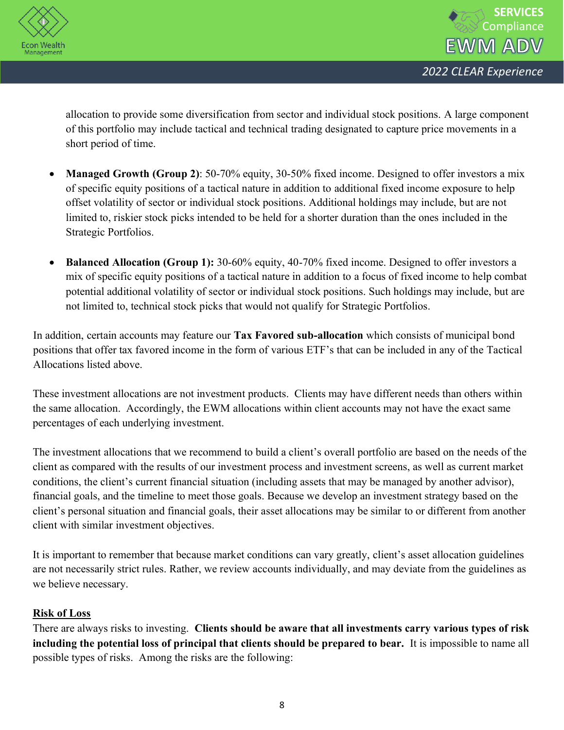allocation to provide some diversification from sector and individual stock positions. A large component of this portfolio may include tactical and technical trading designated to capture price movements in a short period of time.

- **Managed Growth (Group 2)**: 50-70% equity, 30-50% fixed income. Designed to offer investors a mix of specific equity positions of a tactical nature in addition to additional fixed income exposure to help offset volatility of sector or individual stock positions. Additional holdings may include, but are not limited to, riskier stock picks intended to be held for a shorter duration than the ones included in the Strategic Portfolios.

- **Balanced Allocation (Group 1):** 30-60% equity, 40-70% fixed income. Designed to offer investors a mix of specific equity positions of a tactical nature in addition to a focus of fixed income to help combat potential additional volatility of sector or individual stock positions. Such holdings may include, but are not limited to, technical stock picks that would not qualify for Strategic Portfolios.

In addition, certain accounts may feature our **Tax Favored sub-allocation** which consists of municipal bond positions that offer tax favored income in the form of various ETF's that can be included in any of the Tactical Allocations listed above.

These investment allocations are not investment products. Clients may have different needs than others within the same allocation. Accordingly, the EWM allocations within client accounts may not have the exact same percentages of each underlying investment.

The investment allocations that we recommend to build a client's overall portfolio are based on the needs of the client as compared with the results of our investment process and investment screens, as well as current market conditions, the client's current financial situation (including assets that may be managed by another advisor), financial goals, and the timeline to meet those goals. Because we develop an investment strategy based on the client's personal situation and financial goals, their asset allocations may be similar to or different from another client with similar investment objectives.

It is important to remember that because market conditions can vary greatly, client's asset allocation guidelines are not necessarily strict rules. Rather, we review accounts individually, and may deviate from the guidelines as we believe necessary.

**Risk of Loss**

There are always risks to investing. **Clients should be aware that all investments carry various types of risk including the potential loss of principal that clients should be prepared to bear.** It is impossible to name all possible types of risks. Among the risks are the following: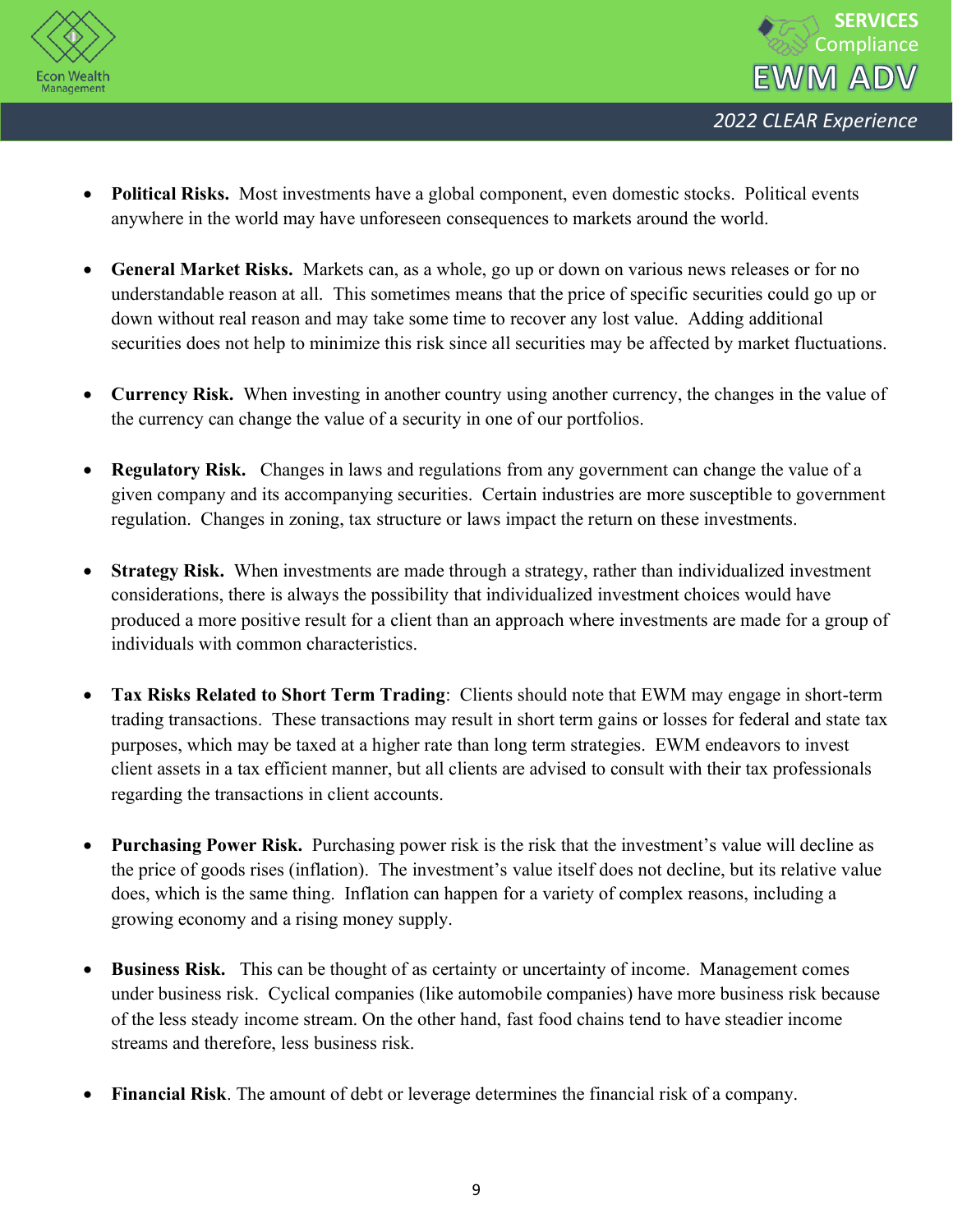- **Political Risks.** Most investments have a global component, even domestic stocks. Political events anywhere in the world may have unforeseen consequences to markets around the world.

- **General Market Risks.** Markets can, as a whole, go up or down on various news releases or for no understandable reason at all. This sometimes means that the price of specific securities could go up or down without real reason and may take some time to recover any lost value. Adding additional securities does not help to minimize this risk since all securities may be affected by market fluctuations.

- **Currency Risk.** When investing in another country using another currency, the changes in the value of the currency can change the value of a security in one of our portfolios.

- **Regulatory Risk.** Changes in laws and regulations from any government can change the value of a given company and its accompanying securities. Certain industries are more susceptible to government regulation. Changes in zoning, tax structure or laws impact the return on these investments.

- **Strategy Risk.** When investments are made through a strategy, rather than individualized investment considerations, there is always the possibility that individualized investment choices would have produced a more positive result for a client than an approach where investments are made for a group of individuals with common characteristics.

- **Tax Risks Related to Short Term Trading**: Clients should note that EWM may engage in short-term trading transactions. These transactions may result in short term gains or losses for federal and state tax purposes, which may be taxed at a higher rate than long term strategies. EWM endeavors to invest client assets in a tax efficient manner, but all clients are advised to consult with their tax professionals regarding the transactions in client accounts.

- **Purchasing Power Risk.** Purchasing power risk is the risk that the investment's value will decline as the price of goods rises (inflation). The investment's value itself does not decline, but its relative value does, which is the same thing. Inflation can happen for a variety of complex reasons, including a growing economy and a rising money supply.

- **Business Risk.** This can be thought of as certainty or uncertainty of income. Management comes under business risk. Cyclical companies (like automobile companies) have more business risk because of the less steady income stream. On the other hand, fast food chains tend to have steadier income streams and therefore, less business risk.

- **Financial Risk**. The amount of debt or leverage determines the financial risk of a company.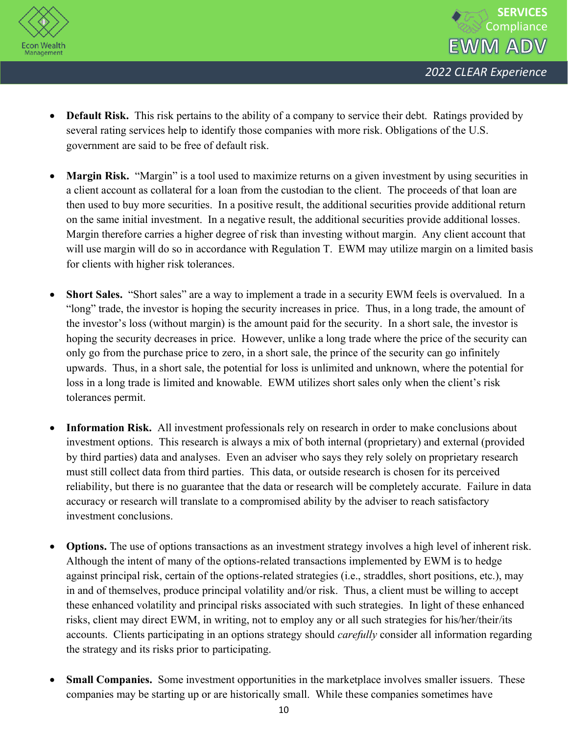- **Default Risk.** This risk pertains to the ability of a company to service their debt. Ratings provided by several rating services help to identify those companies with more risk. Obligations of the U.S. government are said to be free of default risk.

- **Margin Risk.** "Margin" is a tool used to maximize returns on a given investment by using securities in a client account as collateral for a loan from the custodian to the client. The proceeds of that loan are then used to buy more securities. In a positive result, the additional securities provide additional return on the same initial investment. In a negative result, the additional securities provide additional losses. Margin therefore carries a higher degree of risk than investing without margin. Any client account that will use margin will do so in accordance with Regulation T. EWM may utilize margin on a limited basis for clients with higher risk tolerances.

- **Short Sales.** "Short sales" are a way to implement a trade in a security EWM feels is overvalued. In a "long" trade, the investor is hoping the security increases in price. Thus, in a long trade, the amount of the investor's loss (without margin) is the amount paid for the security. In a short sale, the investor is hoping the security decreases in price. However, unlike a long trade where the price of the security can only go from the purchase price to zero, in a short sale, the prince of the security can go infinitely upwards. Thus, in a short sale, the potential for loss is unlimited and unknown, where the potential for loss in a long trade is limited and knowable. EWM utilizes short sales only when the client's risk tolerances permit.

- **Information Risk.** All investment professionals rely on research in order to make conclusions about investment options. This research is always a mix of both internal (proprietary) and external (provided by third parties) data and analyses. Even an adviser who says they rely solely on proprietary research must still collect data from third parties. This data, or outside research is chosen for its perceived reliability, but there is no guarantee that the data or research will be completely accurate. Failure in data accuracy or research will translate to a compromised ability by the adviser to reach satisfactory investment conclusions.

- **Options.** The use of options transactions as an investment strategy involves a high level of inherent risk. Although the intent of many of the options-related transactions implemented by EWM is to hedge against principal risk, certain of the options-related strategies (i.e., straddles, short positions, etc.), may in and of themselves, produce principal volatility and/or risk. Thus, a client must be willing to accept these enhanced volatility and principal risks associated with such strategies. In light of these enhanced risks, client may direct EWM, in writing, not to employ any or all such strategies for his/her/their/its accounts. Clients participating in an options strategy should *carefully* consider all information regarding the strategy and its risks prior to participating.

- **Small Companies.** Some investment opportunities in the marketplace involves smaller issuers. These companies may be starting up or are historically small. While these companies sometimes have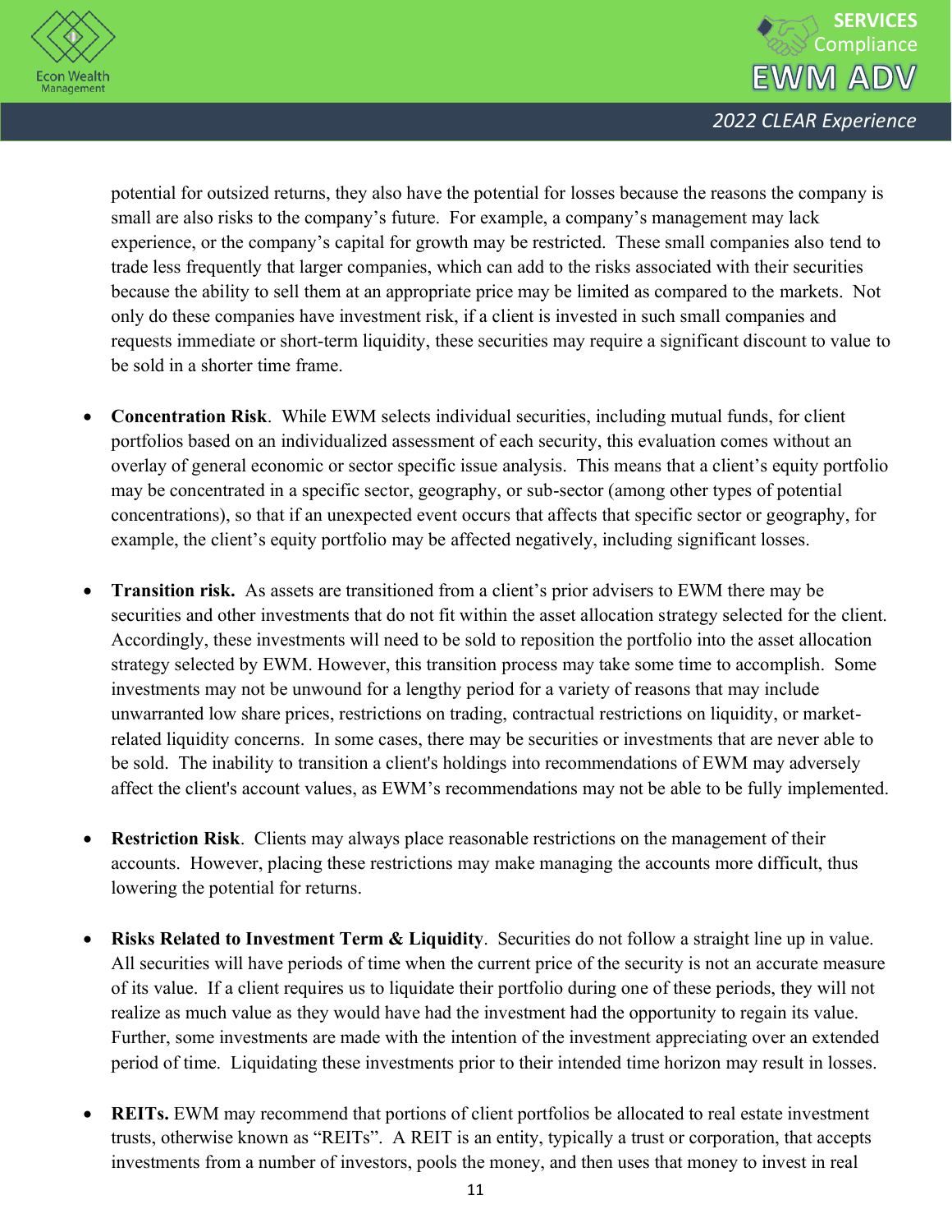potential for outsized returns, they also have the potential for losses because the reasons the company is small are also risks to the company's future. For example, a company's management may lack experience, or the company's capital for growth may be restricted. These small companies also tend to trade less frequently that larger companies, which can add to the risks associated with their securities because the ability to sell them at an appropriate price may be limited as compared to the markets. Not only do these companies have investment risk, if a client is invested in such small companies and requests immediate or short-term liquidity, these securities may require a significant discount to value to be sold in a shorter time frame.

- **Concentration Risk**. While EWM selects individual securities, including mutual funds, for client portfolios based on an individualized assessment of each security, this evaluation comes without an overlay of general economic or sector specific issue analysis. This means that a client's equity portfolio may be concentrated in a specific sector, geography, or sub-sector (among other types of potential concentrations), so that if an unexpected event occurs that affects that specific sector or geography, for example, the client's equity portfolio may be affected negatively, including significant losses.

- **Transition risk.** As assets are transitioned from a client's prior advisers to EWM there may be securities and other investments that do not fit within the asset allocation strategy selected for the client. Accordingly, these investments will need to be sold to reposition the portfolio into the asset allocation strategy selected by EWM. However, this transition process may take some time to accomplish. Some investments may not be unwound for a lengthy period for a variety of reasons that may include unwarranted low share prices, restrictions on trading, contractual restrictions on liquidity, or market-related liquidity concerns. In some cases, there may be securities or investments that are never able to be sold. The inability to transition a client's holdings into recommendations of EWM may adversely affect the client's account values, as EWM's recommendations may not be able to be fully implemented.

- **Restriction Risk**. Clients may always place reasonable restrictions on the management of their accounts. However, placing these restrictions may make managing the accounts more difficult, thus lowering the potential for returns.

- **Risks Related to Investment Term & Liquidity**. Securities do not follow a straight line up in value. All securities will have periods of time when the current price of the security is not an accurate measure of its value. If a client requires us to liquidate their portfolio during one of these periods, they will not realize as much value as they would have had the investment had the opportunity to regain its value. Further, some investments are made with the intention of the investment appreciating over an extended period of time. Liquidating these investments prior to their intended time horizon may result in losses.

- **REITs.** EWM may recommend that portions of client portfolios be allocated to real estate investment trusts, otherwise known as "REITs". A REIT is an entity, typically a trust or corporation, that accepts investments from a number of investors, pools the money, and then uses that money to invest in real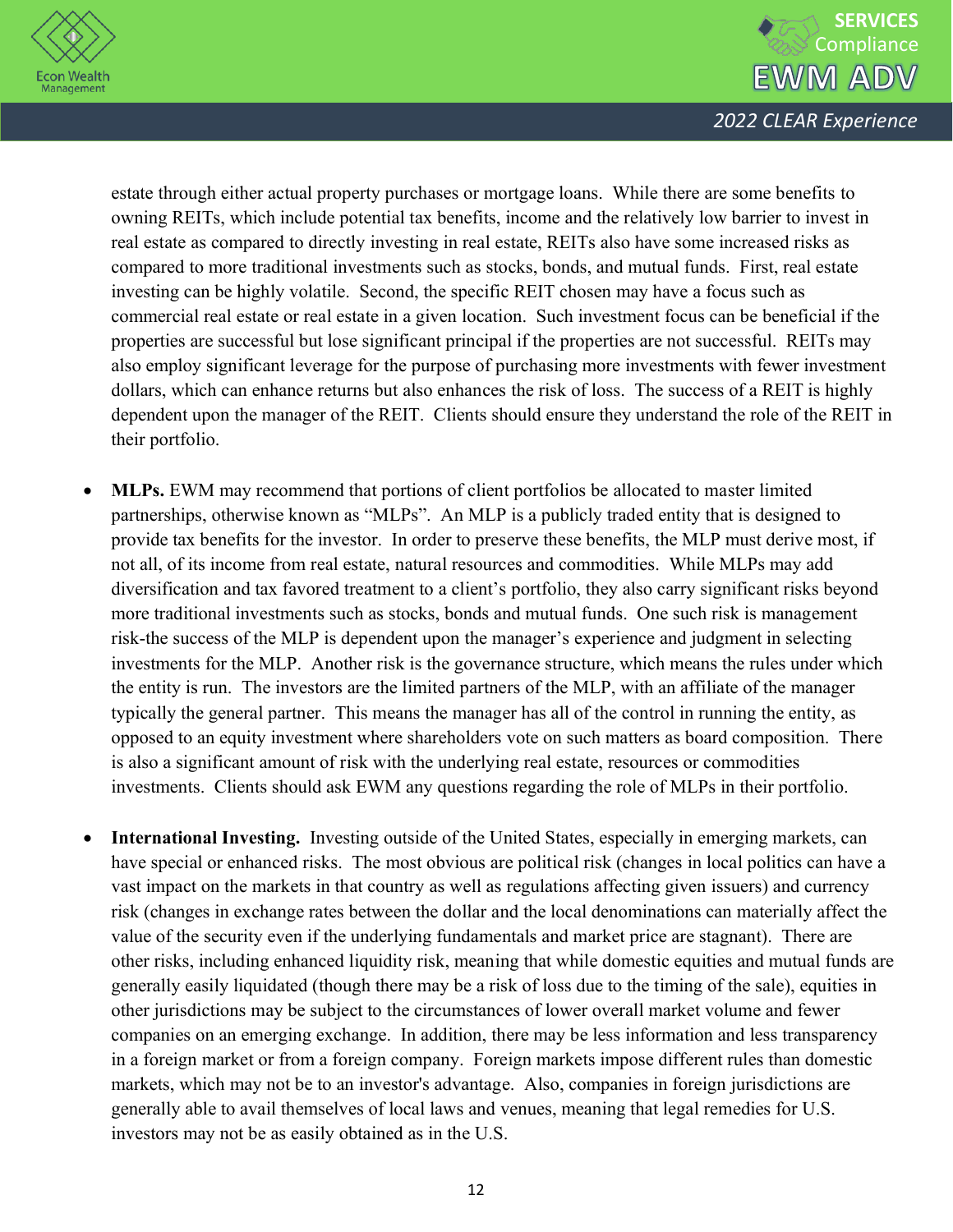estate through either actual property purchases or mortgage loans. While there are some benefits to owning REITs, which include potential tax benefits, income and the relatively low barrier to invest in real estate as compared to directly investing in real estate, REITs also have some increased risks as compared to more traditional investments such as stocks, bonds, and mutual funds. First, real estate investing can be highly volatile. Second, the specific REIT chosen may have a focus such as commercial real estate or real estate in a given location. Such investment focus can be beneficial if the properties are successful but lose significant principal if the properties are not successful. REITs may also employ significant leverage for the purpose of purchasing more investments with fewer investment dollars, which can enhance returns but also enhances the risk of loss. The success of a REIT is highly dependent upon the manager of the REIT. Clients should ensure they understand the role of the REIT in their portfolio.

- **MLPs.** EWM may recommend that portions of client portfolios be allocated to master limited partnerships, otherwise known as "MLPs". An MLP is a publicly traded entity that is designed to provide tax benefits for the investor. In order to preserve these benefits, the MLP must derive most, if not all, of its income from real estate, natural resources and commodities. While MLPs may add diversification and tax favored treatment to a client's portfolio, they also carry significant risks beyond more traditional investments such as stocks, bonds and mutual funds. One such risk is management risk-the success of the MLP is dependent upon the manager's experience and judgment in selecting investments for the MLP. Another risk is the governance structure, which means the rules under which the entity is run. The investors are the limited partners of the MLP, with an affiliate of the manager typically the general partner. This means the manager has all of the control in running the entity, as opposed to an equity investment where shareholders vote on such matters as board composition. There is also a significant amount of risk with the underlying real estate, resources or commodities investments. Clients should ask EWM any questions regarding the role of MLPs in their portfolio.

- **International Investing.** Investing outside of the United States, especially in emerging markets, can have special or enhanced risks. The most obvious are political risk (changes in local politics can have a vast impact on the markets in that country as well as regulations affecting given issuers) and currency risk (changes in exchange rates between the dollar and the local denominations can materially affect the value of the security even if the underlying fundamentals and market price are stagnant). There are other risks, including enhanced liquidity risk, meaning that while domestic equities and mutual funds are generally easily liquidated (though there may be a risk of loss due to the timing of the sale), equities in other jurisdictions may be subject to the circumstances of lower overall market volume and fewer companies on an emerging exchange. In addition, there may be less information and less transparency in a foreign market or from a foreign company. Foreign markets impose different rules than domestic markets, which may not be to an investor's advantage. Also, companies in foreign jurisdictions are generally able to avail themselves of local laws and venues, meaning that legal remedies for U.S. investors may not be as easily obtained as in the U.S.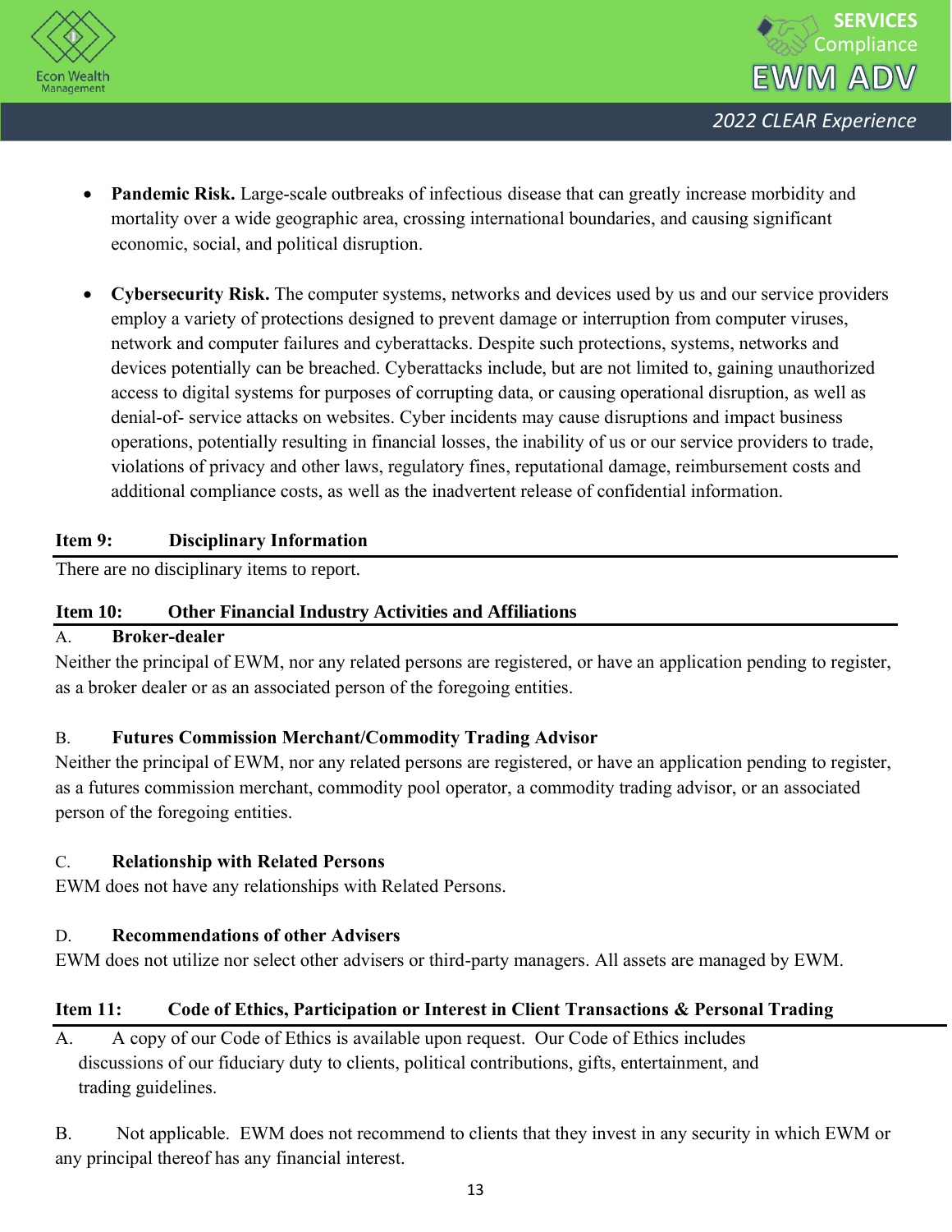- **Pandemic Risk.** Large-scale outbreaks of infectious disease that can greatly increase morbidity and mortality over a wide geographic area, crossing international boundaries, and causing significant economic, social, and political disruption.

- **Cybersecurity Risk.** The computer systems, networks and devices used by us and our service providers employ a variety of protections designed to prevent damage or interruption from computer viruses, network and computer failures and cyberattacks. Despite such protections, systems, networks and devices potentially can be breached. Cyberattacks include, but are not limited to, gaining unauthorized access to digital systems for purposes of corrupting data, or causing operational disruption, as well as denial-of- service attacks on websites. Cyber incidents may cause disruptions and impact business operations, potentially resulting in financial losses, the inability of us or our service providers to trade, violations of privacy and other laws, regulatory fines, reputational damage, reimbursement costs and additional compliance costs, as well as the inadvertent release of confidential information.

## Item 9: Disciplinary Information

There are no disciplinary items to report.

## Item 10: Other Financial Industry Activities and Affiliations

### A. Broker-dealer

Neither the principal of EWM, nor any related persons are registered, or have an application pending to register, as a broker dealer or as an associated person of the foregoing entities.

### B. Futures Commission Merchant/Commodity Trading Advisor

Neither the principal of EWM, nor any related persons are registered, or have an application pending to register, as a futures commission merchant, commodity pool operator, a commodity trading advisor, or an associated person of the foregoing entities.

### C. Relationship with Related Persons

EWM does not have any relationships with Related Persons.

### D. Recommendations of other Advisers

EWM does not utilize nor select other advisers or third-party managers. All assets are managed by EWM.

## Item 11: Code of Ethics, Participation or Interest in Client Transactions & Personal Trading

A. A copy of our Code of Ethics is available upon request. Our Code of Ethics includes discussions of our fiduciary duty to clients, political contributions, gifts, entertainment, and trading guidelines.

B. Not applicable. EWM does not recommend to clients that they invest in any security in which EWM or any principal thereof has any financial interest.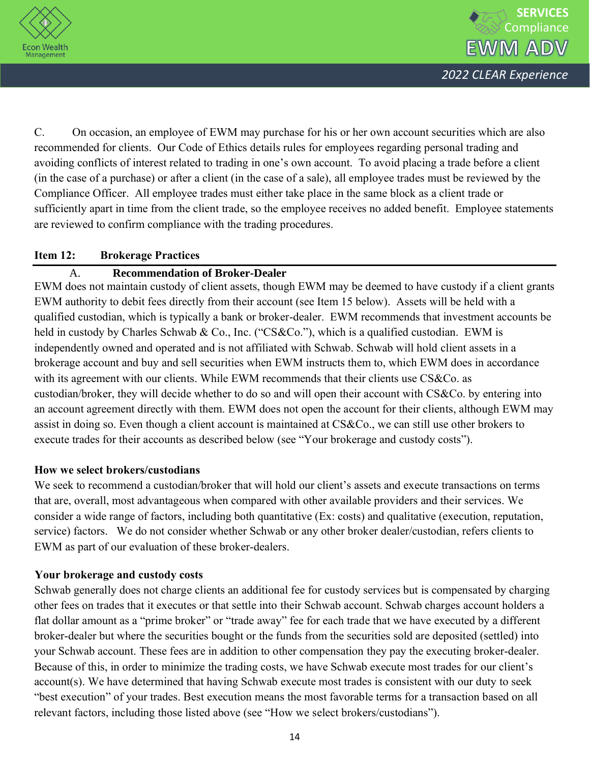C. On occasion, an employee of EWM may purchase for his or her own account securities which are also recommended for clients. Our Code of Ethics details rules for employees regarding personal trading and avoiding conflicts of interest related to trading in one's own account. To avoid placing a trade before a client (in the case of a purchase) or after a client (in the case of a sale), all employee trades must be reviewed by the Compliance Officer. All employee trades must either take place in the same block as a client trade or sufficiently apart in time from the client trade, so the employee receives no added benefit. Employee statements are reviewed to confirm compliance with the trading procedures.

## Item 12: Brokerage Practices

### A. Recommendation of Broker-Dealer

EWM does not maintain custody of client assets, though EWM may be deemed to have custody if a client grants EWM authority to debit fees directly from their account (see Item 15 below). Assets will be held with a qualified custodian, which is typically a bank or broker-dealer. EWM recommends that investment accounts be held in custody by Charles Schwab & Co., Inc. ("CS&Co."), which is a qualified custodian. EWM is independently owned and operated and is not affiliated with Schwab. Schwab will hold client assets in a brokerage account and buy and sell securities when EWM instructs them to, which EWM does in accordance with its agreement with our clients. While EWM recommends that their clients use CS&Co. as custodian/broker, they will decide whether to do so and will open their account with CS&Co. by entering into an account agreement directly with them. EWM does not open the account for their clients, although EWM may assist in doing so. Even though a client account is maintained at CS&Co., we can still use other brokers to execute trades for their accounts as described below (see "Your brokerage and custody costs").

**How we select brokers/custodians**

We seek to recommend a custodian/broker that will hold our client's assets and execute transactions on terms that are, overall, most advantageous when compared with other available providers and their services. We consider a wide range of factors, including both quantitative (Ex: costs) and qualitative (execution, reputation, service) factors. We do not consider whether Schwab or any other broker dealer/custodian, refers clients to EWM as part of our evaluation of these broker-dealers.

**Your brokerage and custody costs**

Schwab generally does not charge clients an additional fee for custody services but is compensated by charging other fees on trades that it executes or that settle into their Schwab account. Schwab charges account holders a flat dollar amount as a "prime broker" or "trade away" fee for each trade that we have executed by a different broker-dealer but where the securities bought or the funds from the securities sold are deposited (settled) into your Schwab account. These fees are in addition to other compensation they pay the executing broker-dealer. Because of this, in order to minimize the trading costs, we have Schwab execute most trades for our client's account(s). We have determined that having Schwab execute most trades is consistent with our duty to seek "best execution" of your trades. Best execution means the most favorable terms for a transaction based on all relevant factors, including those listed above (see "How we select brokers/custodians").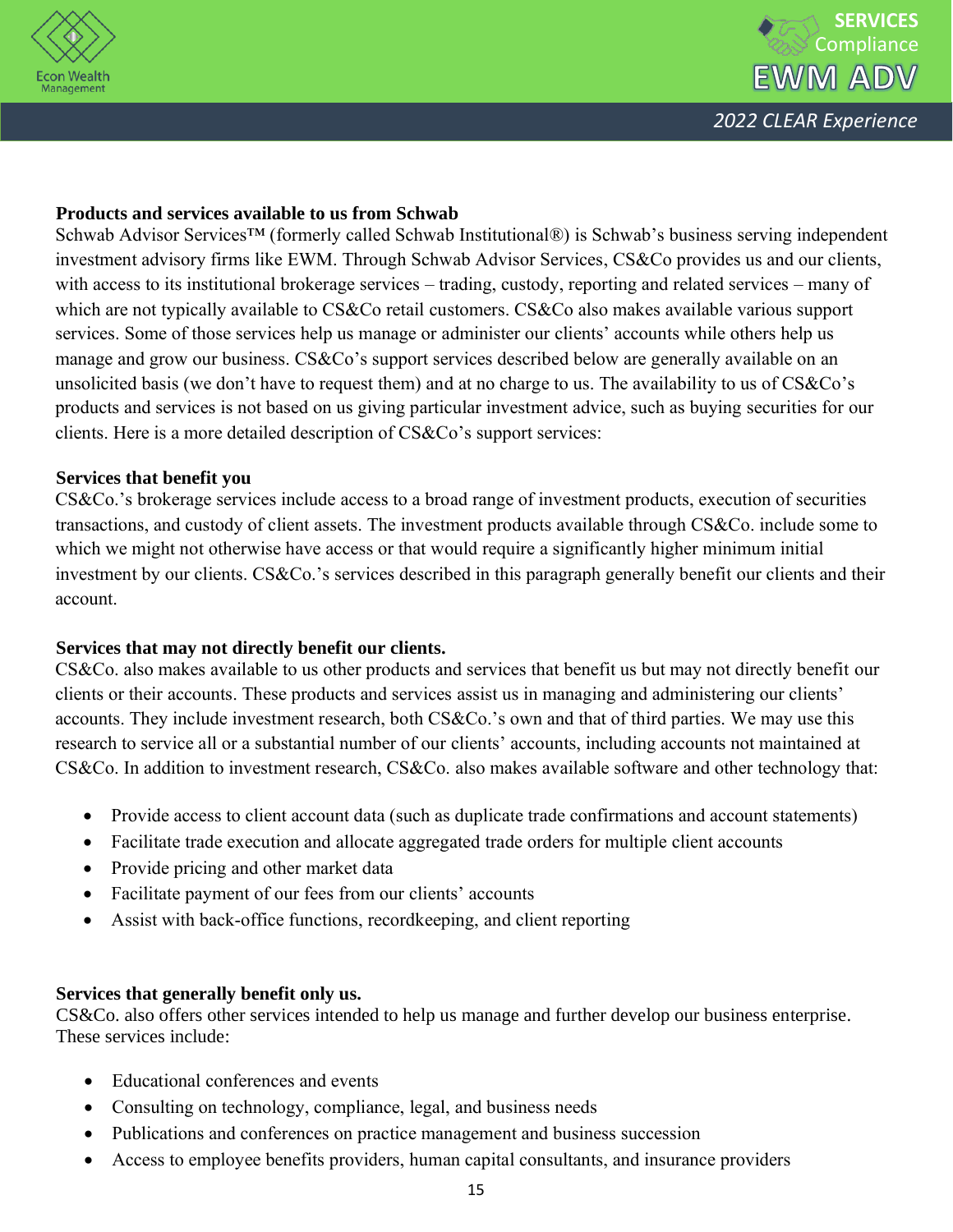**Products and services available to us from Schwab**

Schwab Advisor Services™ (formerly called Schwab Institutional®) is Schwab's business serving independent investment advisory firms like EWM. Through Schwab Advisor Services, CS&Co provides us and our clients, with access to its institutional brokerage services – trading, custody, reporting and related services – many of which are not typically available to CS&Co retail customers. CS&Co also makes available various support services. Some of those services help us manage or administer our clients' accounts while others help us manage and grow our business. CS&Co's support services described below are generally available on an unsolicited basis (we don't have to request them) and at no charge to us. The availability to us of CS&Co's products and services is not based on us giving particular investment advice, such as buying securities for our clients. Here is a more detailed description of CS&Co's support services:

**Services that benefit you**

CS&Co.'s brokerage services include access to a broad range of investment products, execution of securities transactions, and custody of client assets. The investment products available through CS&Co. include some to which we might not otherwise have access or that would require a significantly higher minimum initial investment by our clients. CS&Co.'s services described in this paragraph generally benefit our clients and their account.

**Services that may not directly benefit our clients.**

CS&Co. also makes available to us other products and services that benefit us but may not directly benefit our clients or their accounts. These products and services assist us in managing and administering our clients' accounts. They include investment research, both CS&Co.'s own and that of third parties. We may use this research to service all or a substantial number of our clients' accounts, including accounts not maintained at CS&Co. In addition to investment research, CS&Co. also makes available software and other technology that:

- Provide access to client account data (such as duplicate trade confirmations and account statements)
- Facilitate trade execution and allocate aggregated trade orders for multiple client accounts
- Provide pricing and other market data
- Facilitate payment of our fees from our clients' accounts
- Assist with back-office functions, recordkeeping, and client reporting

**Services that generally benefit only us.**

CS&Co. also offers other services intended to help us manage and further develop our business enterprise. These services include:

- Educational conferences and events
- Consulting on technology, compliance, legal, and business needs
- Publications and conferences on practice management and business succession
- Access to employee benefits providers, human capital consultants, and insurance providers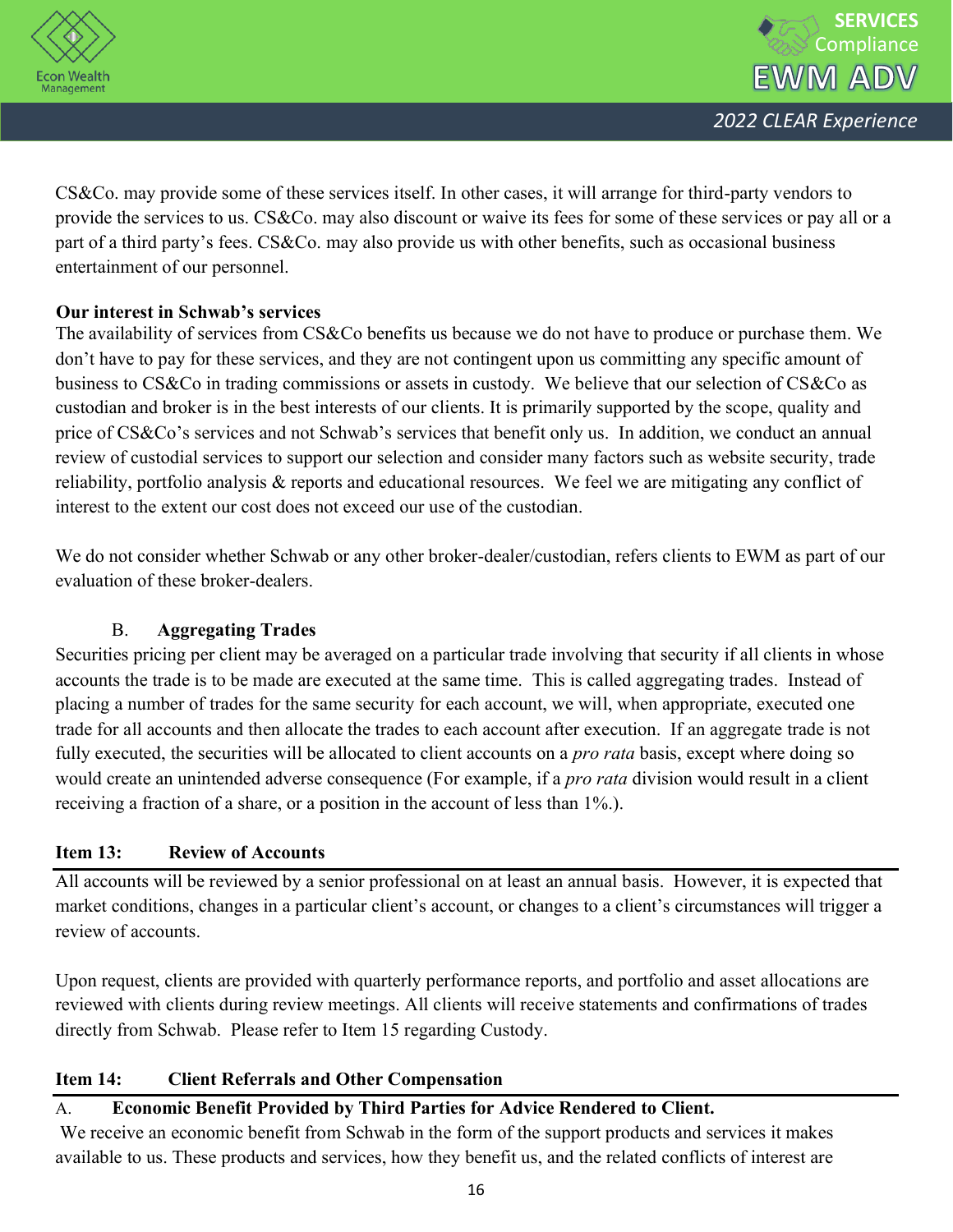CS&Co. may provide some of these services itself. In other cases, it will arrange for third-party vendors to provide the services to us. CS&Co. may also discount or waive its fees for some of these services or pay all or a part of a third party's fees. CS&Co. may also provide us with other benefits, such as occasional business entertainment of our personnel.

**Our interest in Schwab's services**

The availability of services from CS&Co benefits us because we do not have to produce or purchase them. We don't have to pay for these services, and they are not contingent upon us committing any specific amount of business to CS&Co in trading commissions or assets in custody. We believe that our selection of CS&Co as custodian and broker is in the best interests of our clients. It is primarily supported by the scope, quality and price of CS&Co's services and not Schwab's services that benefit only us. In addition, we conduct an annual review of custodial services to support our selection and consider many factors such as website security, trade reliability, portfolio analysis & reports and educational resources. We feel we are mitigating any conflict of interest to the extent our cost does not exceed our use of the custodian.

We do not consider whether Schwab or any other broker-dealer/custodian, refers clients to EWM as part of our evaluation of these broker-dealers.

### B. Aggregating Trades

Securities pricing per client may be averaged on a particular trade involving that security if all clients in whose accounts the trade is to be made are executed at the same time. This is called aggregating trades. Instead of placing a number of trades for the same security for each account, we will, when appropriate, executed one trade for all accounts and then allocate the trades to each account after execution. If an aggregate trade is not fully executed, the securities will be allocated to client accounts on a *pro rata* basis, except where doing so would create an unintended adverse consequence (For example, if a *pro rata* division would result in a client receiving a fraction of a share, or a position in the account of less than 1%.).

## Item 13: Review of Accounts

All accounts will be reviewed by a senior professional on at least an annual basis. However, it is expected that market conditions, changes in a particular client's account, or changes to a client's circumstances will trigger a review of accounts.

Upon request, clients are provided with quarterly performance reports, and portfolio and asset allocations are reviewed with clients during review meetings. All clients will receive statements and confirmations of trades directly from Schwab. Please refer to Item 15 regarding Custody.

## Item 14: Client Referrals and Other Compensation

### A. Economic Benefit Provided by Third Parties for Advice Rendered to Client.

We receive an economic benefit from Schwab in the form of the support products and services it makes available to us. These products and services, how they benefit us, and the related conflicts of interest are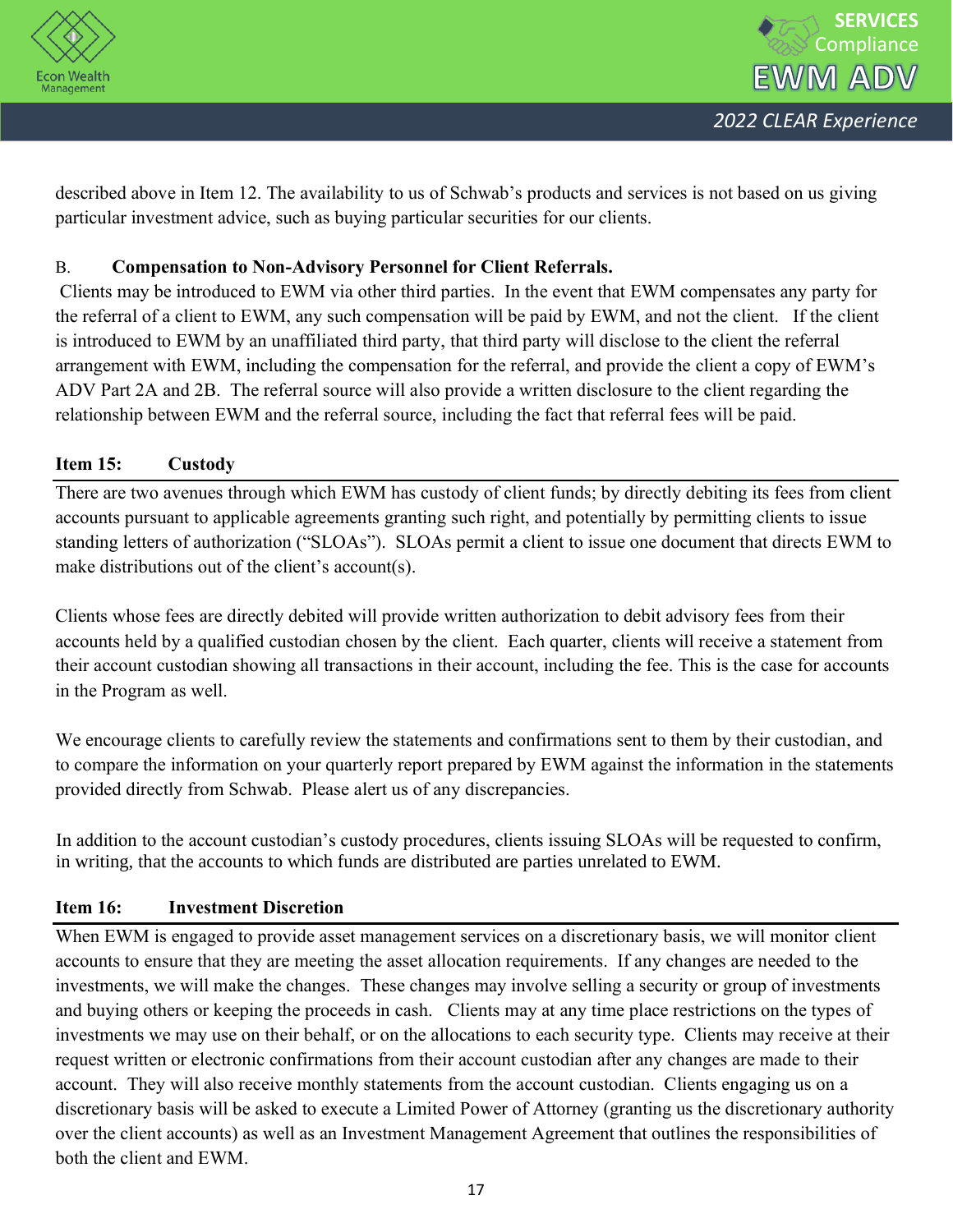described above in Item 12. The availability to us of Schwab's products and services is not based on us giving particular investment advice, such as buying particular securities for our clients.

B. **Compensation to Non-Advisory Personnel for Client Referrals.**

Clients may be introduced to EWM via other third parties. In the event that EWM compensates any party for the referral of a client to EWM, any such compensation will be paid by EWM, and not the client. If the client is introduced to EWM by an unaffiliated third party, that third party will disclose to the client the referral arrangement with EWM, including the compensation for the referral, and provide the client a copy of EWM's ADV Part 2A and 2B. The referral source will also provide a written disclosure to the client regarding the relationship between EWM and the referral source, including the fact that referral fees will be paid.

## Item 15: Custody

There are two avenues through which EWM has custody of client funds; by directly debiting its fees from client accounts pursuant to applicable agreements granting such right, and potentially by permitting clients to issue standing letters of authorization ("SLOAs"). SLOAs permit a client to issue one document that directs EWM to make distributions out of the client's account(s).

Clients whose fees are directly debited will provide written authorization to debit advisory fees from their accounts held by a qualified custodian chosen by the client. Each quarter, clients will receive a statement from their account custodian showing all transactions in their account, including the fee. This is the case for accounts in the Program as well.

We encourage clients to carefully review the statements and confirmations sent to them by their custodian, and to compare the information on your quarterly report prepared by EWM against the information in the statements provided directly from Schwab. Please alert us of any discrepancies.

In addition to the account custodian's custody procedures, clients issuing SLOAs will be requested to confirm, in writing, that the accounts to which funds are distributed are parties unrelated to EWM.

## Item 16: Investment Discretion

When EWM is engaged to provide asset management services on a discretionary basis, we will monitor client accounts to ensure that they are meeting the asset allocation requirements. If any changes are needed to the investments, we will make the changes. These changes may involve selling a security or group of investments and buying others or keeping the proceeds in cash. Clients may at any time place restrictions on the types of investments we may use on their behalf, or on the allocations to each security type. Clients may receive at their request written or electronic confirmations from their account custodian after any changes are made to their account. They will also receive monthly statements from the account custodian. Clients engaging us on a discretionary basis will be asked to execute a Limited Power of Attorney (granting us the discretionary authority over the client accounts) as well as an Investment Management Agreement that outlines the responsibilities of both the client and EWM.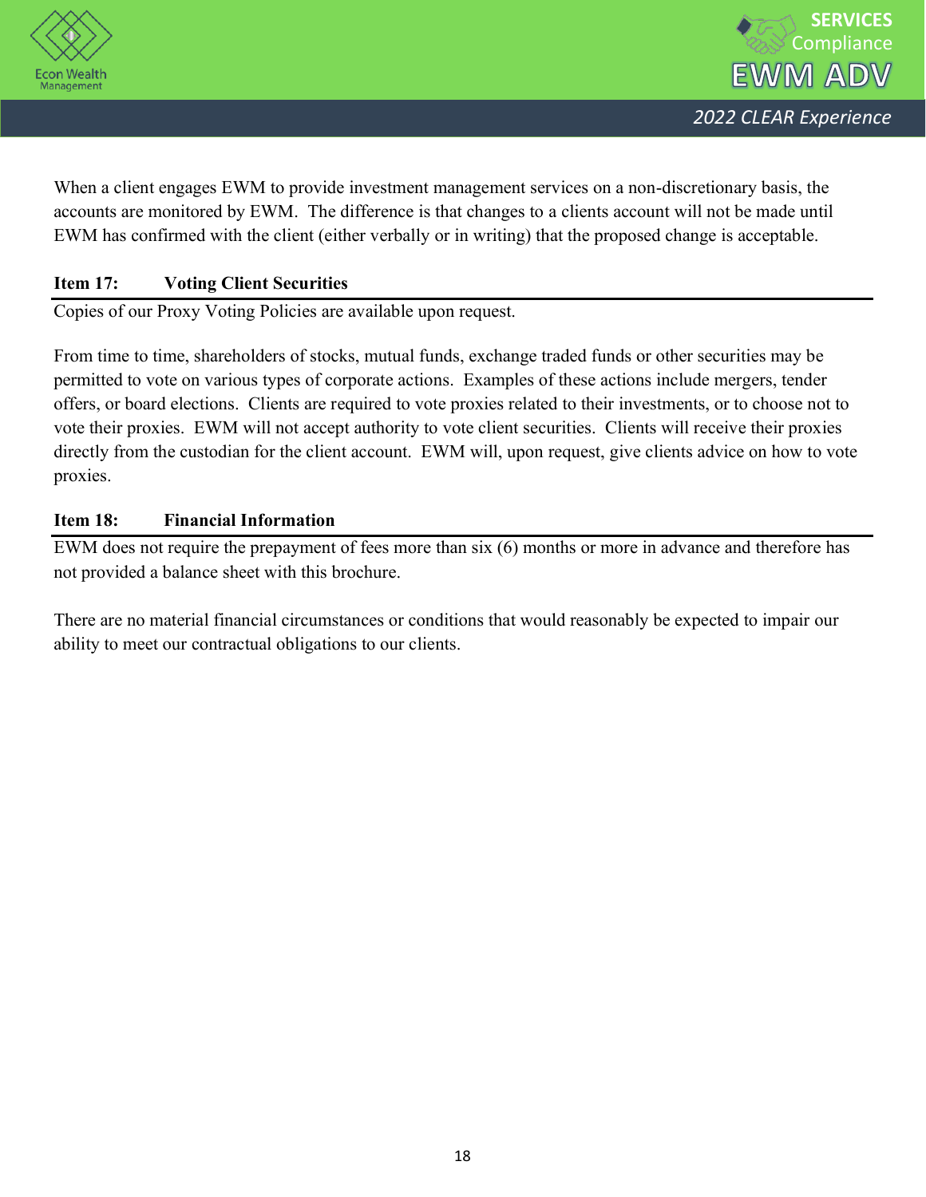When a client engages EWM to provide investment management services on a non-discretionary basis, the accounts are monitored by EWM.  The difference is that changes to a clients account will not be made until EWM has confirmed with the client (either verbally or in writing) that the proposed change is acceptable.

## Item 17: Voting Client Securities

Copies of our Proxy Voting Policies are available upon request.

From time to time, shareholders of stocks, mutual funds, exchange traded funds or other securities may be permitted to vote on various types of corporate actions.  Examples of these actions include mergers, tender offers, or board elections.  Clients are required to vote proxies related to their investments, or to choose not to vote their proxies.  EWM will not accept authority to vote client securities.  Clients will receive their proxies directly from the custodian for the client account.  EWM will, upon request, give clients advice on how to vote proxies.

## Item 18: Financial Information

EWM does not require the prepayment of fees more than six (6) months or more in advance and therefore has not provided a balance sheet with this brochure.

There are no material financial circumstances or conditions that would reasonably be expected to impair our ability to meet our contractual obligations to our clients.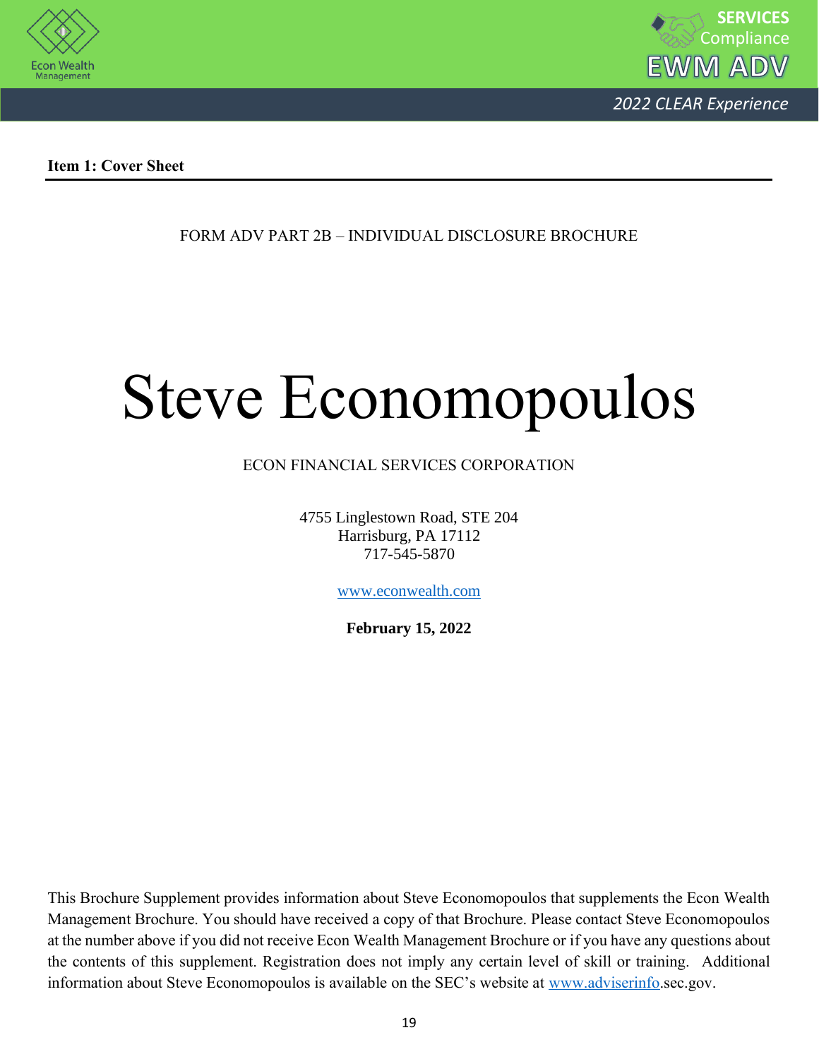**Item 1: Cover Sheet**

FORM ADV PART 2B – INDIVIDUAL DISCLOSURE BROCHURE

# Steve Economopoulos

ECON FINANCIAL SERVICES CORPORATION

4755 Linglestown Road, STE 204
Harrisburg, PA 17112
717-545-5870

www.econwealth.com

**February 15, 2022**

This Brochure Supplement provides information about Steve Economopoulos that supplements the Econ Wealth Management Brochure. You should have received a copy of that Brochure. Please contact Steve Economopoulos at the number above if you did not receive Econ Wealth Management Brochure or if you have any questions about the contents of this supplement. Registration does not imply any certain level of skill or training. Additional information about Steve Economopoulos is available on the SEC's website at www.adviserinfo.sec.gov.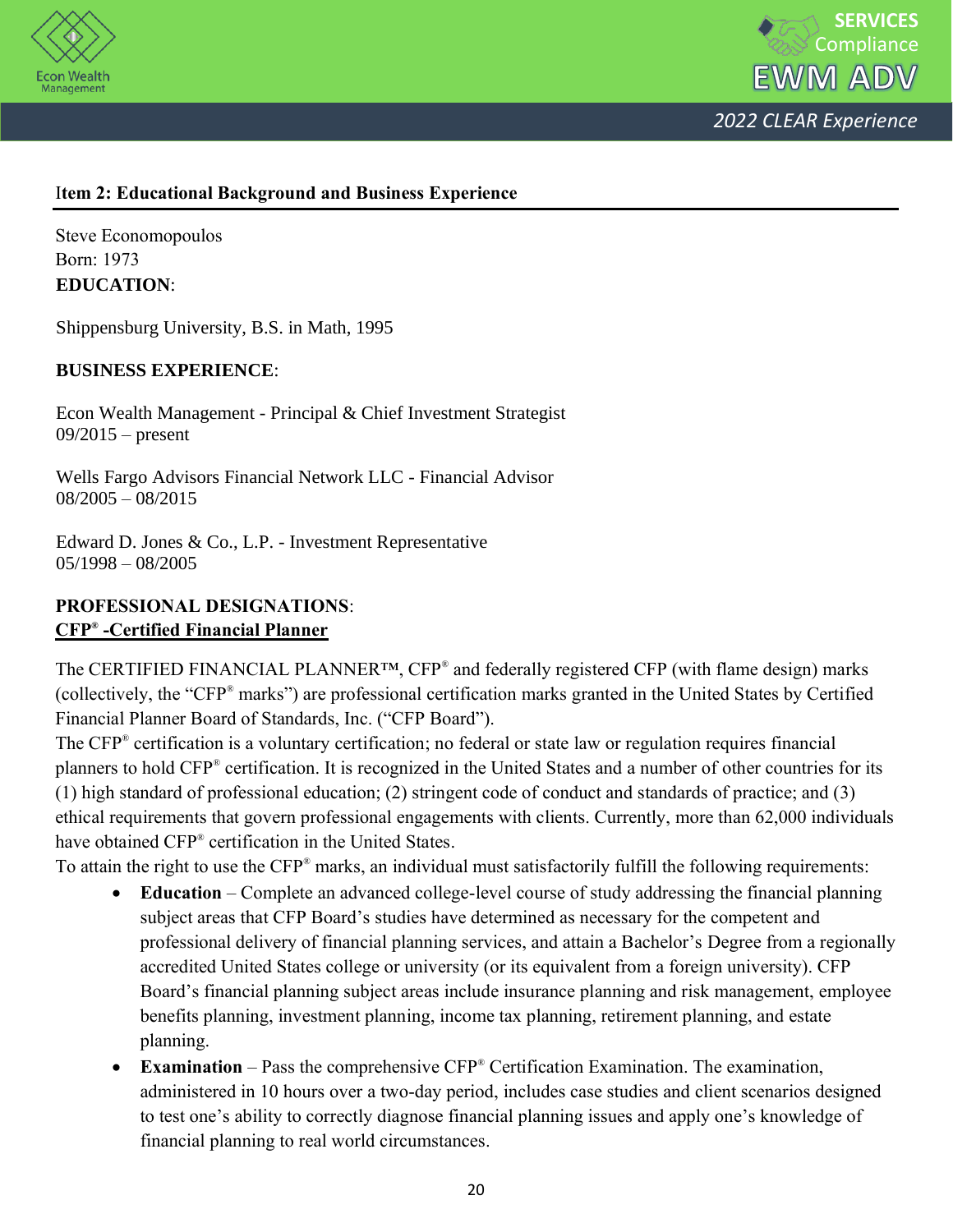## Item 2: Educational Background and Business Experience

Steve Economopoulos
Born: 1973
**EDUCATION**:

Shippensburg University, B.S. in Math, 1995

**BUSINESS EXPERIENCE**:

Econ Wealth Management - Principal & Chief Investment Strategist
09/2015 – present

Wells Fargo Advisors Financial Network LLC - Financial Advisor
08/2005 – 08/2015

Edward D. Jones & Co., L.P. - Investment Representative
05/1998 – 08/2005

**PROFESSIONAL DESIGNATIONS**:
**CFP® -Certified Financial Planner**

The CERTIFIED FINANCIAL PLANNER™, CFP® and federally registered CFP (with flame design) marks (collectively, the "CFP® marks") are professional certification marks granted in the United States by Certified Financial Planner Board of Standards, Inc. ("CFP Board").
The CFP® certification is a voluntary certification; no federal or state law or regulation requires financial planners to hold CFP® certification. It is recognized in the United States and a number of other countries for its (1) high standard of professional education; (2) stringent code of conduct and standards of practice; and (3) ethical requirements that govern professional engagements with clients. Currently, more than 62,000 individuals have obtained CFP® certification in the United States.
To attain the right to use the CFP® marks, an individual must satisfactorily fulfill the following requirements:

- **Education** – Complete an advanced college-level course of study addressing the financial planning subject areas that CFP Board's studies have determined as necessary for the competent and professional delivery of financial planning services, and attain a Bachelor's Degree from a regionally accredited United States college or university (or its equivalent from a foreign university). CFP Board's financial planning subject areas include insurance planning and risk management, employee benefits planning, investment planning, income tax planning, retirement planning, and estate planning.
- **Examination** – Pass the comprehensive CFP® Certification Examination. The examination, administered in 10 hours over a two-day period, includes case studies and client scenarios designed to test one's ability to correctly diagnose financial planning issues and apply one's knowledge of financial planning to real world circumstances.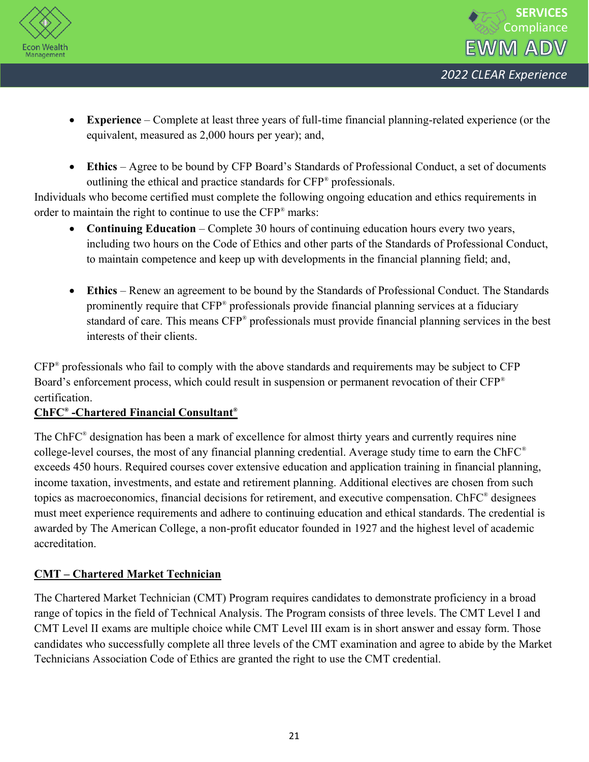- **Experience** – Complete at least three years of full-time financial planning-related experience (or the equivalent, measured as 2,000 hours per year); and,

- **Ethics** – Agree to be bound by CFP Board's Standards of Professional Conduct, a set of documents outlining the ethical and practice standards for CFP® professionals.

Individuals who become certified must complete the following ongoing education and ethics requirements in order to maintain the right to continue to use the CFP® marks:

- **Continuing Education** – Complete 30 hours of continuing education hours every two years, including two hours on the Code of Ethics and other parts of the Standards of Professional Conduct, to maintain competence and keep up with developments in the financial planning field; and,

- **Ethics** – Renew an agreement to be bound by the Standards of Professional Conduct. The Standards prominently require that CFP® professionals provide financial planning services at a fiduciary standard of care. This means CFP® professionals must provide financial planning services in the best interests of their clients.

CFP® professionals who fail to comply with the above standards and requirements may be subject to CFP Board's enforcement process, which could result in suspension or permanent revocation of their CFP® certification.

**ChFC® -Chartered Financial Consultant®**

The ChFC® designation has been a mark of excellence for almost thirty years and currently requires nine college-level courses, the most of any financial planning credential. Average study time to earn the ChFC® exceeds 450 hours. Required courses cover extensive education and application training in financial planning, income taxation, investments, and estate and retirement planning. Additional electives are chosen from such topics as macroeconomics, financial decisions for retirement, and executive compensation. ChFC® designees must meet experience requirements and adhere to continuing education and ethical standards. The credential is awarded by The American College, a non-profit educator founded in 1927 and the highest level of academic accreditation.

**CMT – Chartered Market Technician**

The Chartered Market Technician (CMT) Program requires candidates to demonstrate proficiency in a broad range of topics in the field of Technical Analysis. The Program consists of three levels. The CMT Level I and CMT Level II exams are multiple choice while CMT Level III exam is in short answer and essay form. Those candidates who successfully complete all three levels of the CMT examination and agree to abide by the Market Technicians Association Code of Ethics are granted the right to use the CMT credential.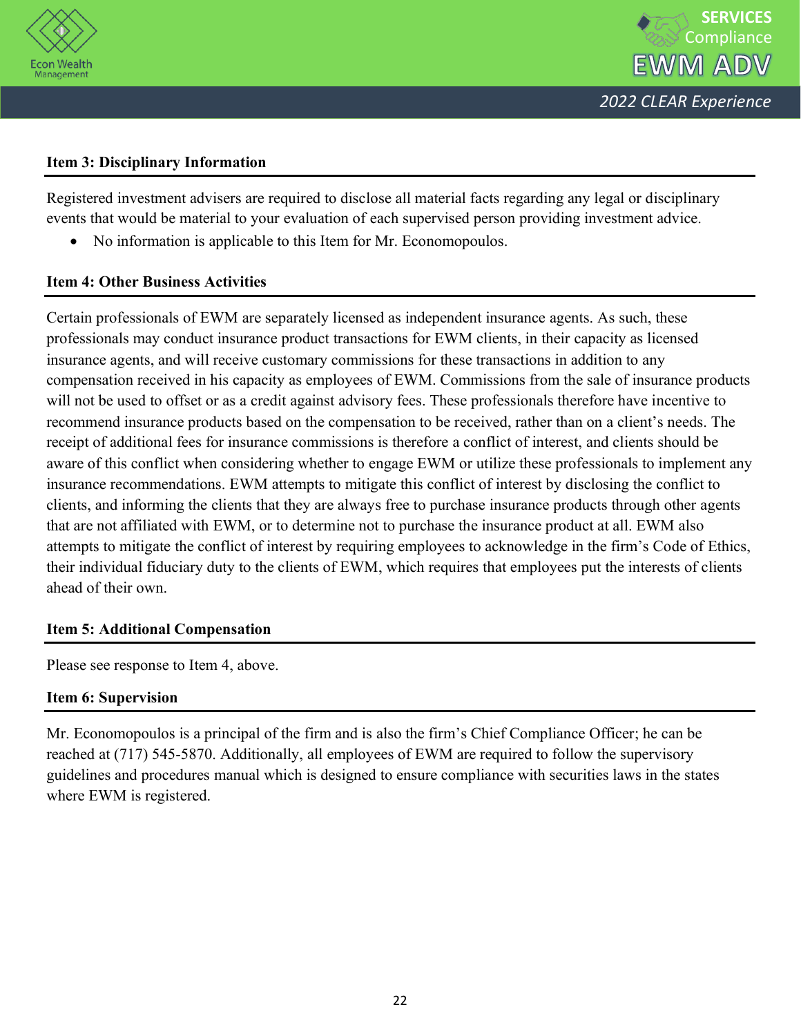### Item 3: Disciplinary Information

Registered investment advisers are required to disclose all material facts regarding any legal or disciplinary events that would be material to your evaluation of each supervised person providing investment advice.

- No information is applicable to this Item for Mr. Economopoulos.

### Item 4: Other Business Activities

Certain professionals of EWM are separately licensed as independent insurance agents. As such, these professionals may conduct insurance product transactions for EWM clients, in their capacity as licensed insurance agents, and will receive customary commissions for these transactions in addition to any compensation received in his capacity as employees of EWM. Commissions from the sale of insurance products will not be used to offset or as a credit against advisory fees. These professionals therefore have incentive to recommend insurance products based on the compensation to be received, rather than on a client's needs. The receipt of additional fees for insurance commissions is therefore a conflict of interest, and clients should be aware of this conflict when considering whether to engage EWM or utilize these professionals to implement any insurance recommendations. EWM attempts to mitigate this conflict of interest by disclosing the conflict to clients, and informing the clients that they are always free to purchase insurance products through other agents that are not affiliated with EWM, or to determine not to purchase the insurance product at all. EWM also attempts to mitigate the conflict of interest by requiring employees to acknowledge in the firm's Code of Ethics, their individual fiduciary duty to the clients of EWM, which requires that employees put the interests of clients ahead of their own.

### Item 5: Additional Compensation

Please see response to Item 4, above.

### Item 6: Supervision

Mr. Economopoulos is a principal of the firm and is also the firm's Chief Compliance Officer; he can be reached at (717) 545-5870. Additionally, all employees of EWM are required to follow the supervisory guidelines and procedures manual which is designed to ensure compliance with securities laws in the states where EWM is registered.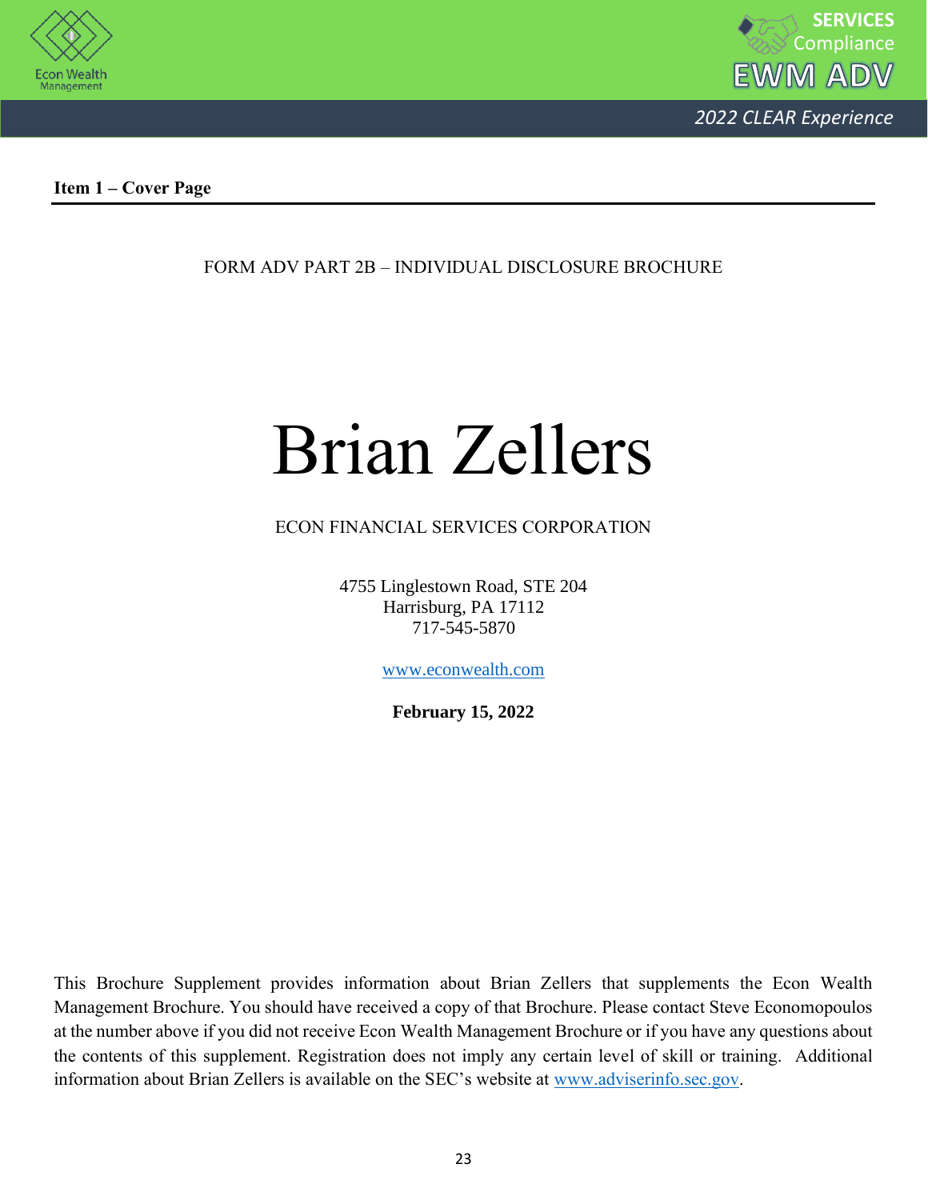## Item 1 – Cover Page

FORM ADV PART 2B – INDIVIDUAL DISCLOSURE BROCHURE

# Brian Zellers

ECON FINANCIAL SERVICES CORPORATION

4755 Linglestown Road, STE 204
Harrisburg, PA 17112
717-545-5870

www.econwealth.com

**February 15, 2022**

This Brochure Supplement provides information about Brian Zellers that supplements the Econ Wealth Management Brochure. You should have received a copy of that Brochure. Please contact Steve Economopoulos at the number above if you did not receive Econ Wealth Management Brochure or if you have any questions about the contents of this supplement. Registration does not imply any certain level of skill or training. Additional information about Brian Zellers is available on the SEC's website at www.adviserinfo.sec.gov.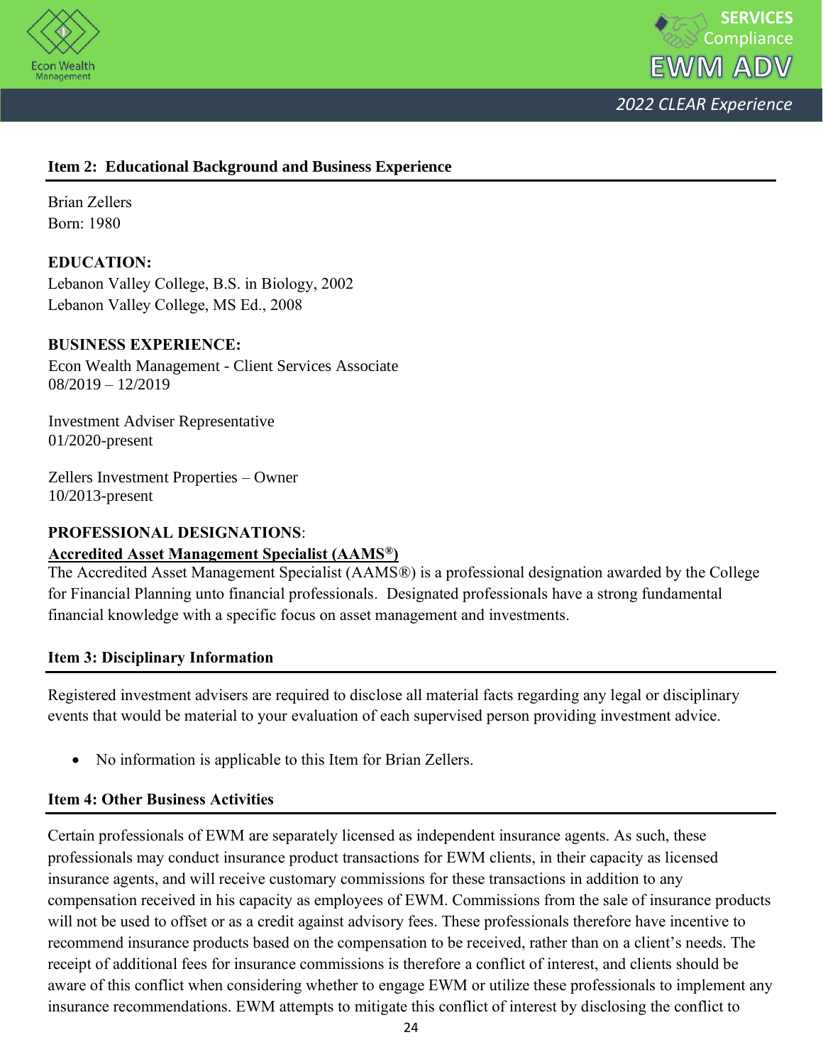## Item 2: Educational Background and Business Experience

Brian Zellers
Born: 1980

**EDUCATION:**
Lebanon Valley College, B.S. in Biology, 2002
Lebanon Valley College, MS Ed., 2008

**BUSINESS EXPERIENCE:**
Econ Wealth Management - Client Services Associate
08/2019 – 12/2019

Investment Adviser Representative
01/2020-present

Zellers Investment Properties – Owner
10/2013-present

**PROFESSIONAL DESIGNATIONS**:
**Accredited Asset Management Specialist (AAMS®)**
The Accredited Asset Management Specialist (AAMS®) is a professional designation awarded by the College for Financial Planning unto financial professionals. Designated professionals have a strong fundamental financial knowledge with a specific focus on asset management and investments.

## Item 3: Disciplinary Information

Registered investment advisers are required to disclose all material facts regarding any legal or disciplinary events that would be material to your evaluation of each supervised person providing investment advice.

- No information is applicable to this Item for Brian Zellers.

## Item 4: Other Business Activities

Certain professionals of EWM are separately licensed as independent insurance agents. As such, these professionals may conduct insurance product transactions for EWM clients, in their capacity as licensed insurance agents, and will receive customary commissions for these transactions in addition to any compensation received in his capacity as employees of EWM. Commissions from the sale of insurance products will not be used to offset or as a credit against advisory fees. These professionals therefore have incentive to recommend insurance products based on the compensation to be received, rather than on a client's needs. The receipt of additional fees for insurance commissions is therefore a conflict of interest, and clients should be aware of this conflict when considering whether to engage EWM or utilize these professionals to implement any insurance recommendations. EWM attempts to mitigate this conflict of interest by disclosing the conflict to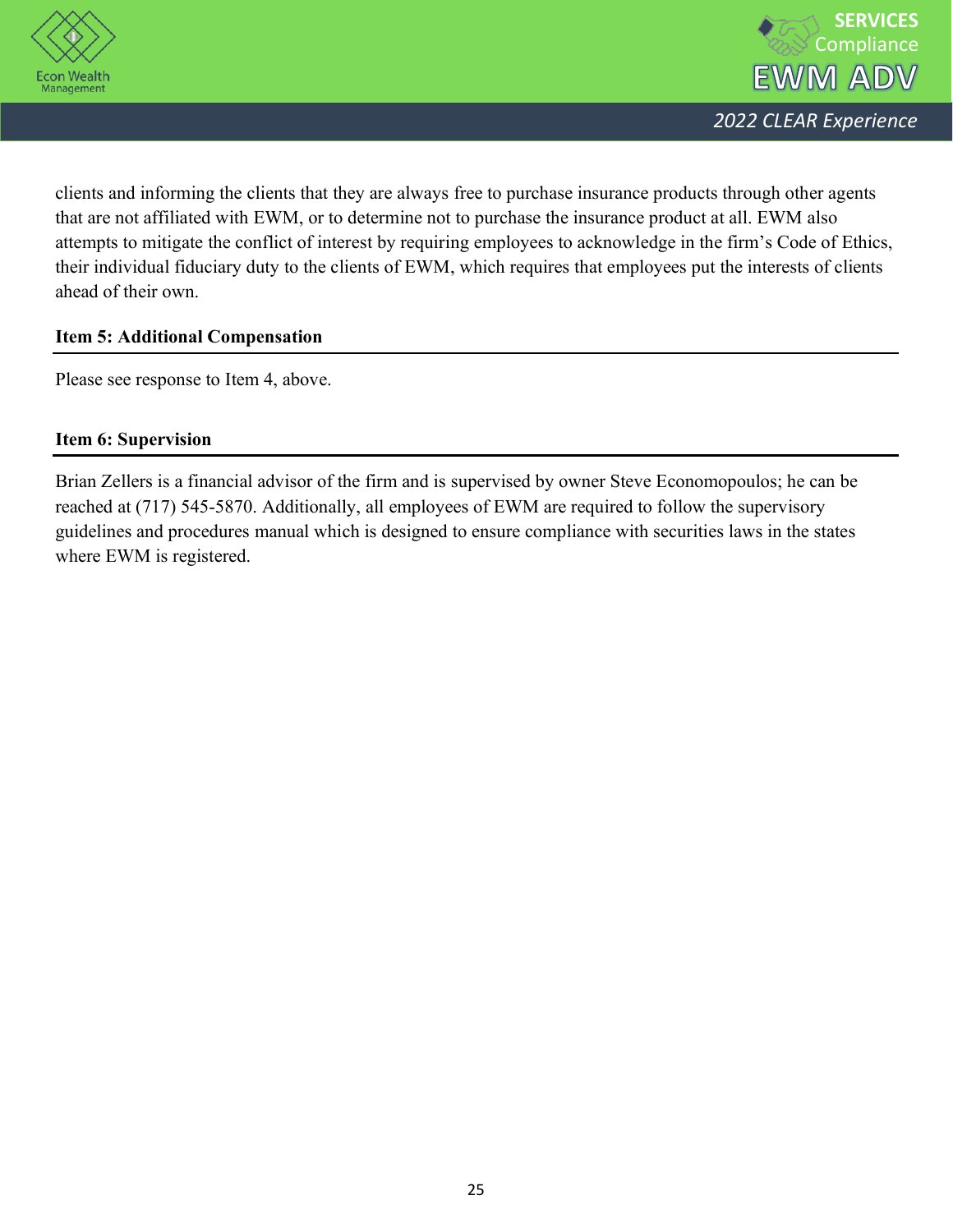clients and informing the clients that they are always free to purchase insurance products through other agents that are not affiliated with EWM, or to determine not to purchase the insurance product at all. EWM also attempts to mitigate the conflict of interest by requiring employees to acknowledge in the firm's Code of Ethics, their individual fiduciary duty to the clients of EWM, which requires that employees put the interests of clients ahead of their own.

**Item 5: Additional Compensation**

Please see response to Item 4, above.

**Item 6: Supervision**

Brian Zellers is a financial advisor of the firm and is supervised by owner Steve Economopoulos; he can be reached at (717) 545-5870. Additionally, all employees of EWM are required to follow the supervisory guidelines and procedures manual which is designed to ensure compliance with securities laws in the states where EWM is registered.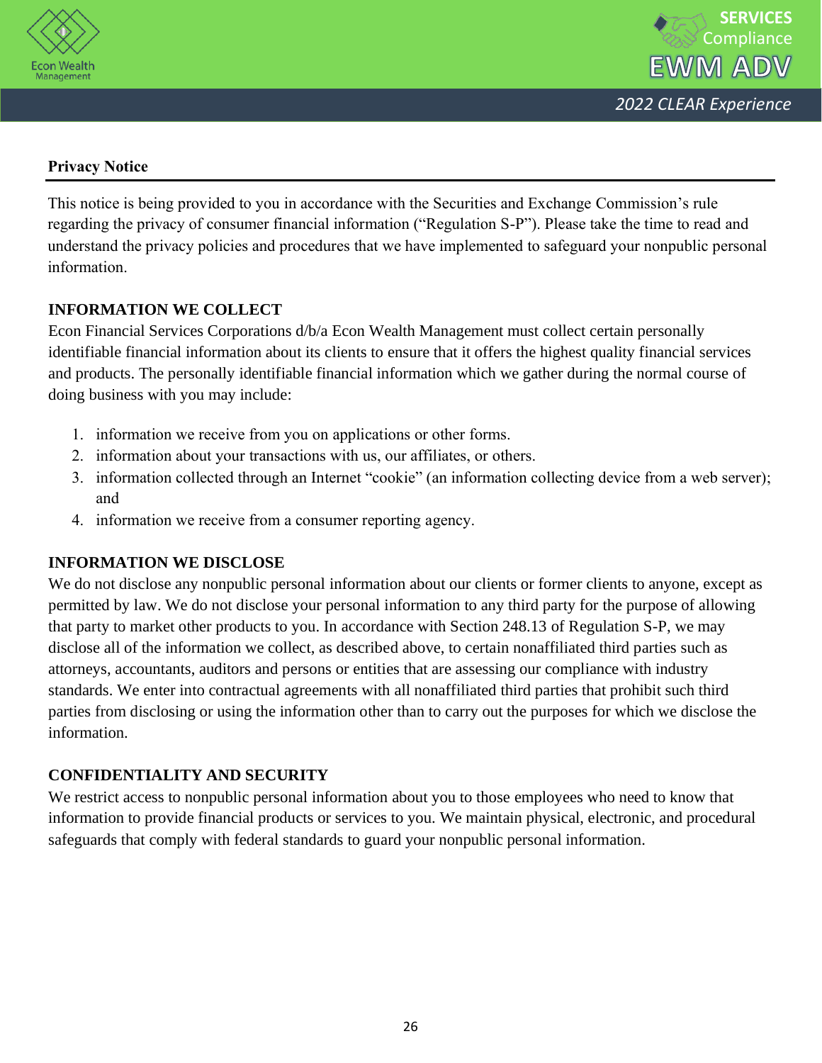## Privacy Notice

This notice is being provided to you in accordance with the Securities and Exchange Commission's rule regarding the privacy of consumer financial information ("Regulation S-P"). Please take the time to read and understand the privacy policies and procedures that we have implemented to safeguard your nonpublic personal information.

### INFORMATION WE COLLECT

Econ Financial Services Corporations d/b/a Econ Wealth Management must collect certain personally identifiable financial information about its clients to ensure that it offers the highest quality financial services and products. The personally identifiable financial information which we gather during the normal course of doing business with you may include:

1. information we receive from you on applications or other forms.
2. information about your transactions with us, our affiliates, or others.
3. information collected through an Internet "cookie" (an information collecting device from a web server); and
4. information we receive from a consumer reporting agency.

### INFORMATION WE DISCLOSE

We do not disclose any nonpublic personal information about our clients or former clients to anyone, except as permitted by law. We do not disclose your personal information to any third party for the purpose of allowing that party to market other products to you. In accordance with Section 248.13 of Regulation S-P, we may disclose all of the information we collect, as described above, to certain nonaffiliated third parties such as attorneys, accountants, auditors and persons or entities that are assessing our compliance with industry standards. We enter into contractual agreements with all nonaffiliated third parties that prohibit such third parties from disclosing or using the information other than to carry out the purposes for which we disclose the information.

### CONFIDENTIALITY AND SECURITY

We restrict access to nonpublic personal information about you to those employees who need to know that information to provide financial products or services to you. We maintain physical, electronic, and procedural safeguards that comply with federal standards to guard your nonpublic personal information.